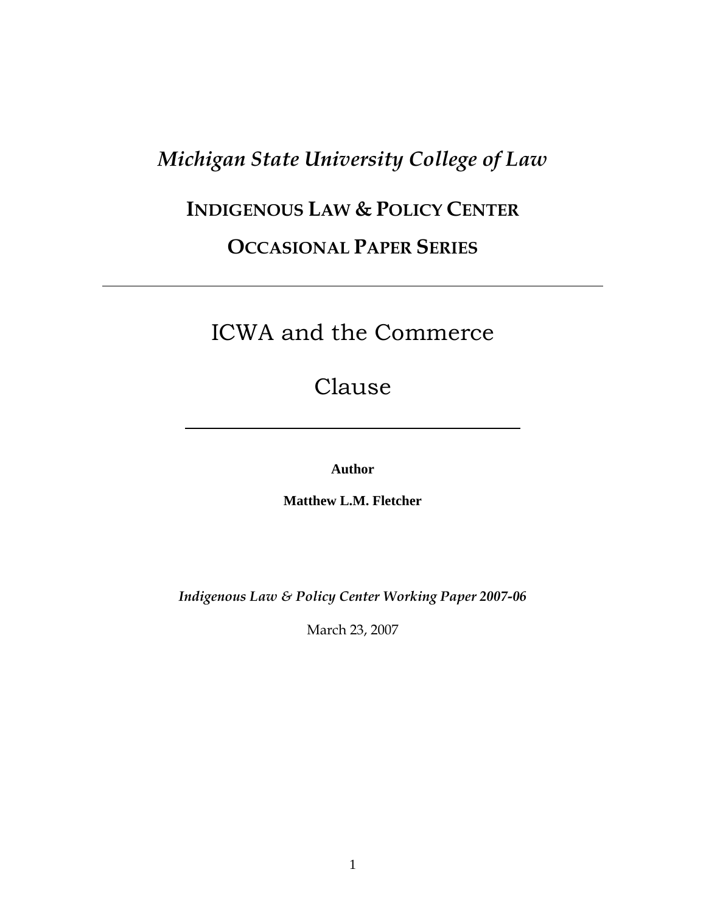*Michigan State University College of Law*

**INDIGENOUS LAW & POLICY CENTER**

**OCCASIONAL PAPER SERIES**

---

# ICWA and the Commerce Clause

---

**Author**

**Matthew L.M. Fletcher**

***Indigenous Law & Policy Center Working Paper 2007-06***

March 23, 2007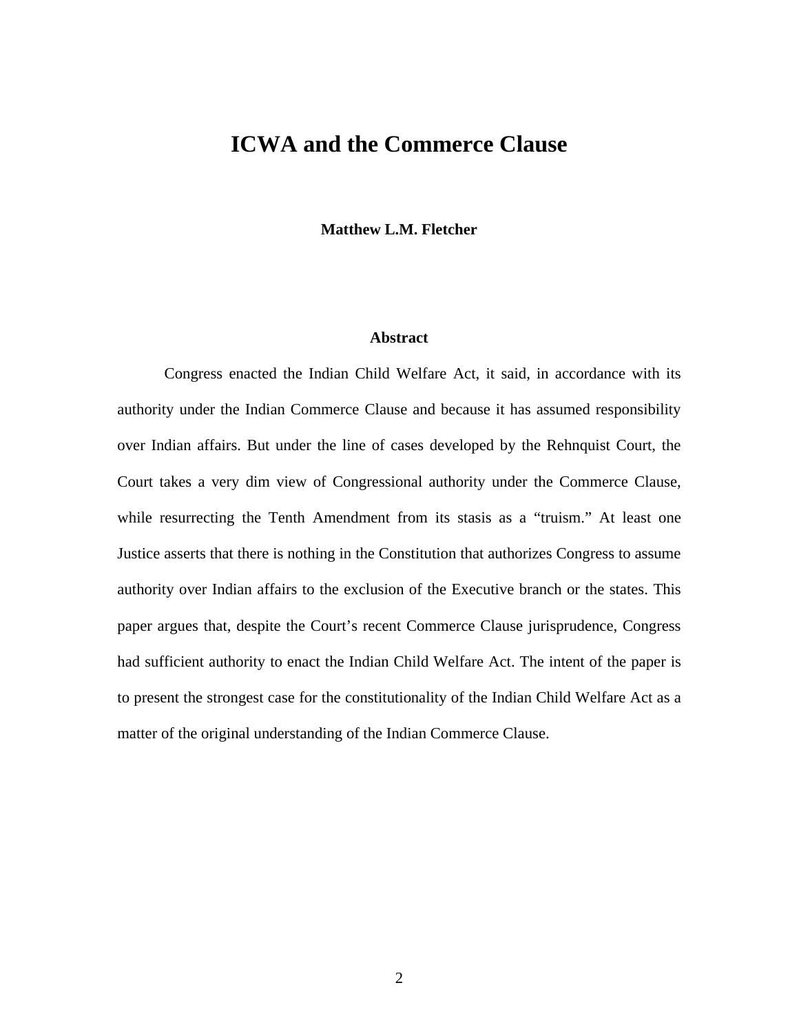# ICWA and the Commerce Clause

**Matthew L.M. Fletcher**

### Abstract

Congress enacted the Indian Child Welfare Act, it said, in accordance with its authority under the Indian Commerce Clause and because it has assumed responsibility over Indian affairs. But under the line of cases developed by the Rehnquist Court, the Court takes a very dim view of Congressional authority under the Commerce Clause, while resurrecting the Tenth Amendment from its stasis as a "truism." At least one Justice asserts that there is nothing in the Constitution that authorizes Congress to assume authority over Indian affairs to the exclusion of the Executive branch or the states. This paper argues that, despite the Court's recent Commerce Clause jurisprudence, Congress had sufficient authority to enact the Indian Child Welfare Act. The intent of the paper is to present the strongest case for the constitutionality of the Indian Child Welfare Act as a matter of the original understanding of the Indian Commerce Clause.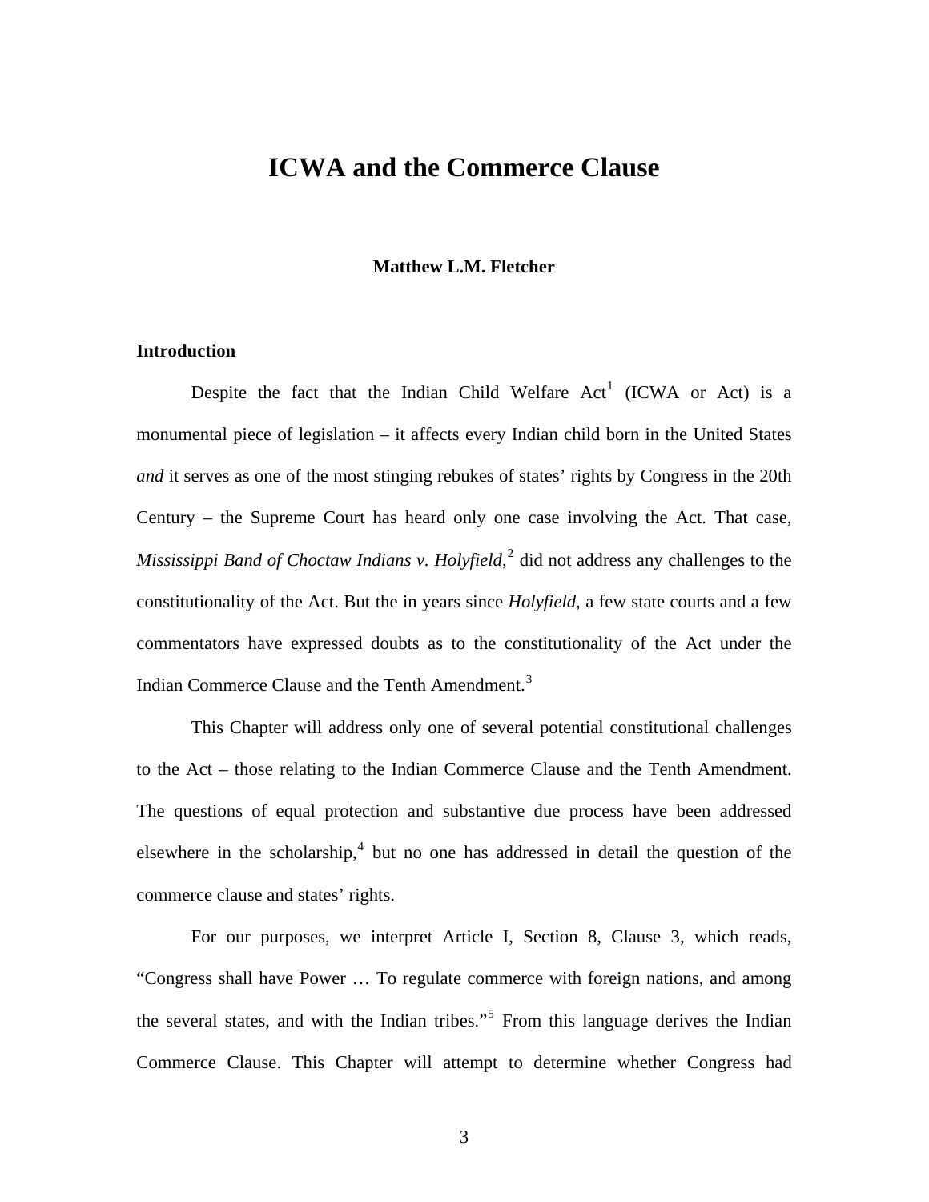# ICWA and the Commerce Clause

**Matthew L.M. Fletcher**

## Introduction

Despite the fact that the Indian Child Welfare Act[1] (ICWA or Act) is a monumental piece of legislation – it affects every Indian child born in the United States *and* it serves as one of the most stinging rebukes of states' rights by Congress in the 20th Century – the Supreme Court has heard only one case involving the Act. That case, *Mississippi Band of Choctaw Indians v. Holyfield*,[2] did not address any challenges to the constitutionality of the Act. But the in years since *Holyfield*, a few state courts and a few commentators have expressed doubts as to the constitutionality of the Act under the Indian Commerce Clause and the Tenth Amendment.[3]

This Chapter will address only one of several potential constitutional challenges to the Act – those relating to the Indian Commerce Clause and the Tenth Amendment. The questions of equal protection and substantive due process have been addressed elsewhere in the scholarship,[4] but no one has addressed in detail the question of the commerce clause and states' rights.

For our purposes, we interpret Article I, Section 8, Clause 3, which reads, "Congress shall have Power … To regulate commerce with foreign nations, and among the several states, and with the Indian tribes."[5] From this language derives the Indian Commerce Clause. This Chapter will attempt to determine whether Congress had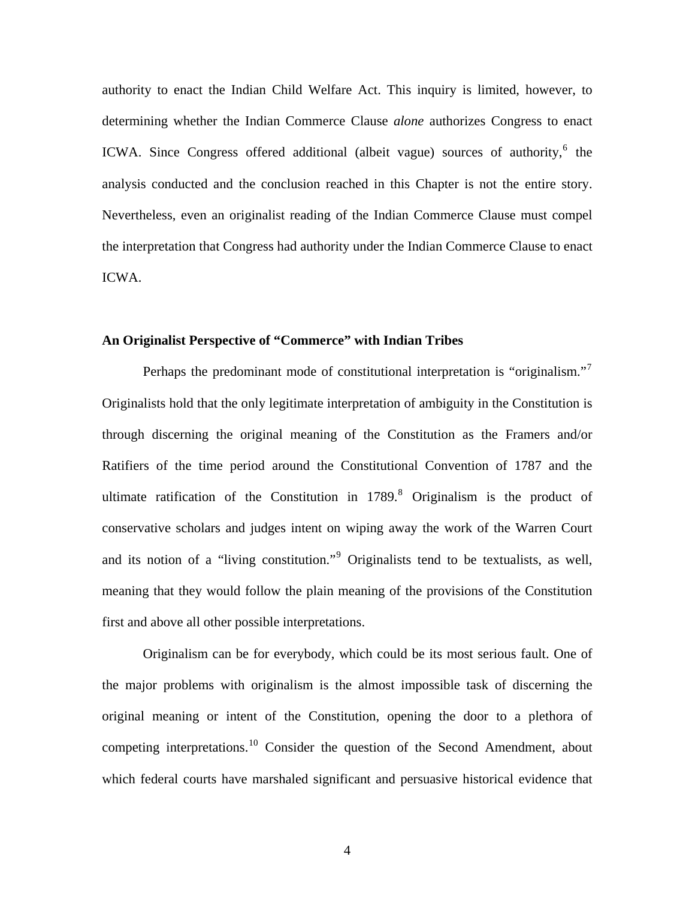authority to enact the Indian Child Welfare Act. This inquiry is limited, however, to determining whether the Indian Commerce Clause *alone* authorizes Congress to enact ICWA. Since Congress offered additional (albeit vague) sources of authority,[6] the analysis conducted and the conclusion reached in this Chapter is not the entire story. Nevertheless, even an originalist reading of the Indian Commerce Clause must compel the interpretation that Congress had authority under the Indian Commerce Clause to enact ICWA.

**An Originalist Perspective of "Commerce" with Indian Tribes**

Perhaps the predominant mode of constitutional interpretation is "originalism."[7] Originalists hold that the only legitimate interpretation of ambiguity in the Constitution is through discerning the original meaning of the Constitution as the Framers and/or Ratifiers of the time period around the Constitutional Convention of 1787 and the ultimate ratification of the Constitution in 1789.[8] Originalism is the product of conservative scholars and judges intent on wiping away the work of the Warren Court and its notion of a "living constitution."[9] Originalists tend to be textualists, as well, meaning that they would follow the plain meaning of the provisions of the Constitution first and above all other possible interpretations.

Originalism can be for everybody, which could be its most serious fault. One of the major problems with originalism is the almost impossible task of discerning the original meaning or intent of the Constitution, opening the door to a plethora of competing interpretations.[10] Consider the question of the Second Amendment, about which federal courts have marshaled significant and persuasive historical evidence that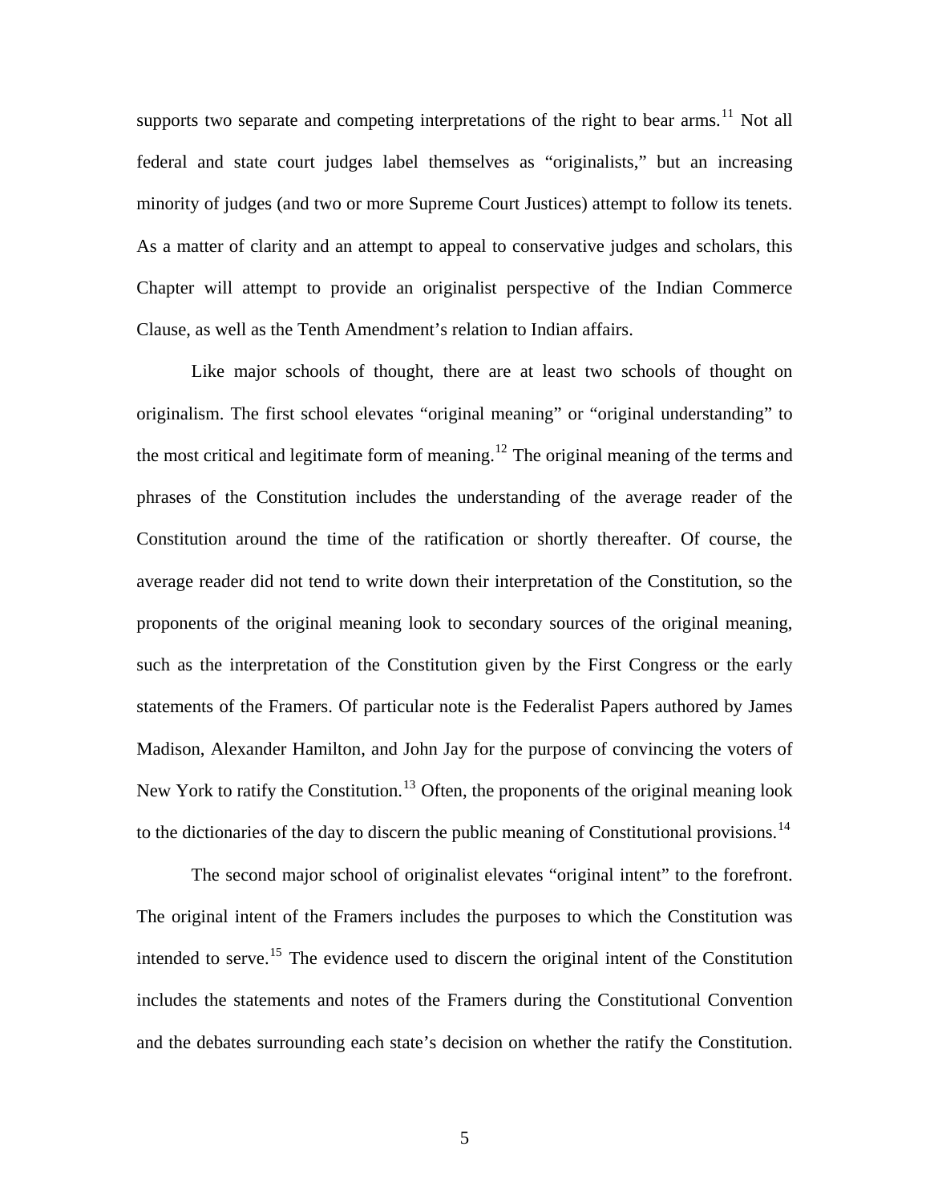supports two separate and competing interpretations of the right to bear arms.[11] Not all federal and state court judges label themselves as "originalists," but an increasing minority of judges (and two or more Supreme Court Justices) attempt to follow its tenets. As a matter of clarity and an attempt to appeal to conservative judges and scholars, this Chapter will attempt to provide an originalist perspective of the Indian Commerce Clause, as well as the Tenth Amendment's relation to Indian affairs.

Like major schools of thought, there are at least two schools of thought on originalism. The first school elevates "original meaning" or "original understanding" to the most critical and legitimate form of meaning.[12] The original meaning of the terms and phrases of the Constitution includes the understanding of the average reader of the Constitution around the time of the ratification or shortly thereafter. Of course, the average reader did not tend to write down their interpretation of the Constitution, so the proponents of the original meaning look to secondary sources of the original meaning, such as the interpretation of the Constitution given by the First Congress or the early statements of the Framers. Of particular note is the Federalist Papers authored by James Madison, Alexander Hamilton, and John Jay for the purpose of convincing the voters of New York to ratify the Constitution.[13] Often, the proponents of the original meaning look to the dictionaries of the day to discern the public meaning of Constitutional provisions.[14]

The second major school of originalist elevates "original intent" to the forefront. The original intent of the Framers includes the purposes to which the Constitution was intended to serve.[15] The evidence used to discern the original intent of the Constitution includes the statements and notes of the Framers during the Constitutional Convention and the debates surrounding each state's decision on whether the ratify the Constitution.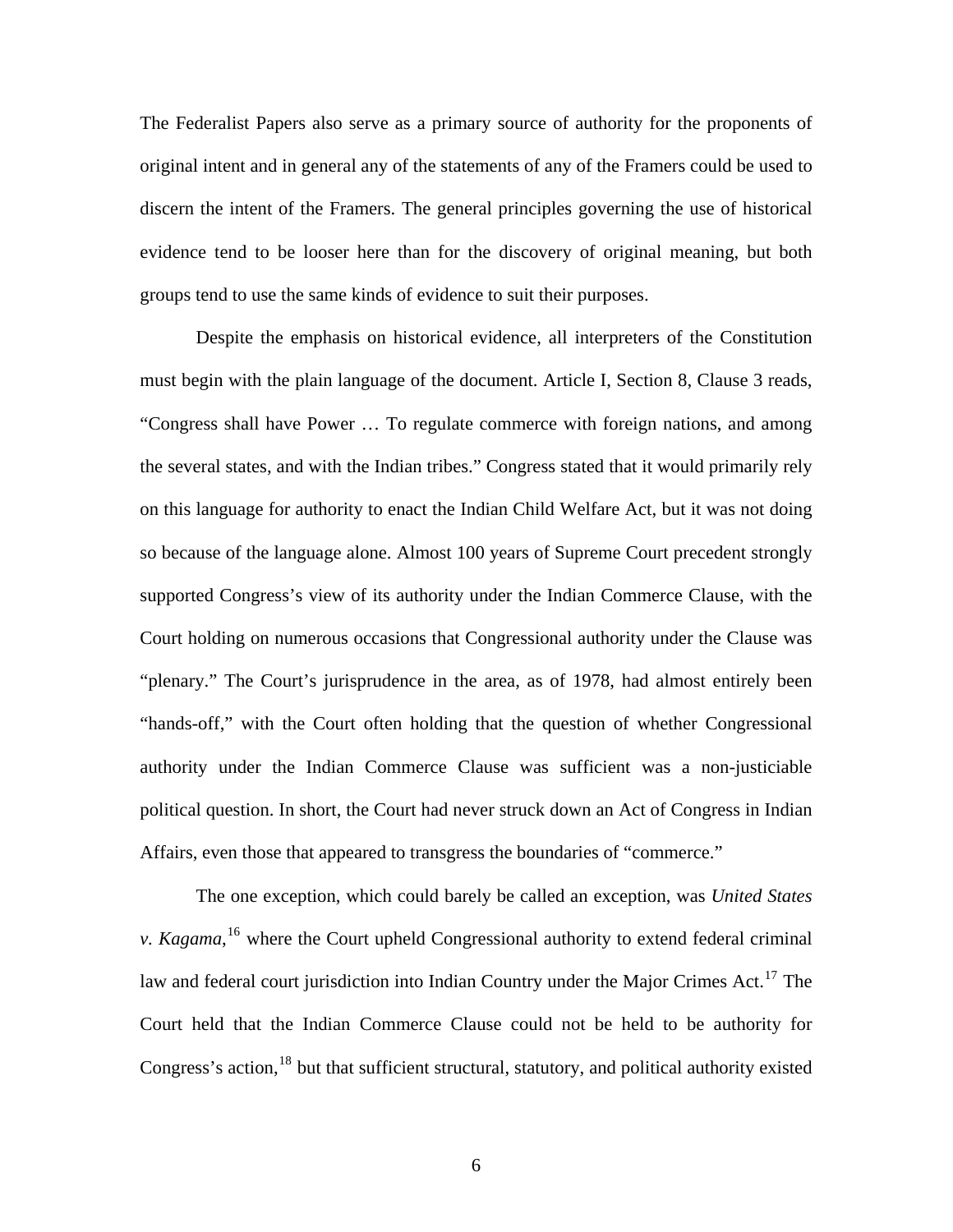The Federalist Papers also serve as a primary source of authority for the proponents of original intent and in general any of the statements of any of the Framers could be used to discern the intent of the Framers. The general principles governing the use of historical evidence tend to be looser here than for the discovery of original meaning, but both groups tend to use the same kinds of evidence to suit their purposes.

Despite the emphasis on historical evidence, all interpreters of the Constitution must begin with the plain language of the document. Article I, Section 8, Clause 3 reads, "Congress shall have Power … To regulate commerce with foreign nations, and among the several states, and with the Indian tribes." Congress stated that it would primarily rely on this language for authority to enact the Indian Child Welfare Act, but it was not doing so because of the language alone. Almost 100 years of Supreme Court precedent strongly supported Congress's view of its authority under the Indian Commerce Clause, with the Court holding on numerous occasions that Congressional authority under the Clause was "plenary." The Court's jurisprudence in the area, as of 1978, had almost entirely been "hands-off," with the Court often holding that the question of whether Congressional authority under the Indian Commerce Clause was sufficient was a non-justiciable political question. In short, the Court had never struck down an Act of Congress in Indian Affairs, even those that appeared to transgress the boundaries of "commerce."

The one exception, which could barely be called an exception, was *United States v. Kagama*,[16] where the Court upheld Congressional authority to extend federal criminal law and federal court jurisdiction into Indian Country under the Major Crimes Act.[17] The Court held that the Indian Commerce Clause could not be held to be authority for Congress's action,[18] but that sufficient structural, statutory, and political authority existed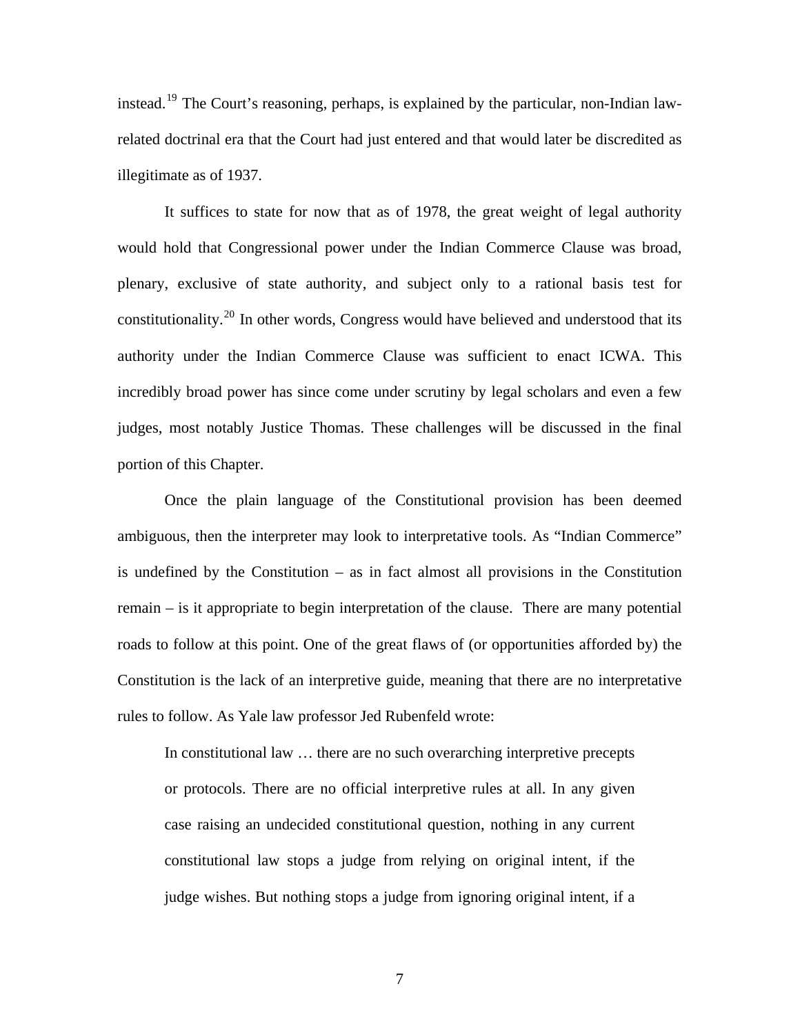instead.[19] The Court's reasoning, perhaps, is explained by the particular, non-Indian law-related doctrinal era that the Court had just entered and that would later be discredited as illegitimate as of 1937.

It suffices to state for now that as of 1978, the great weight of legal authority would hold that Congressional power under the Indian Commerce Clause was broad, plenary, exclusive of state authority, and subject only to a rational basis test for constitutionality.[20] In other words, Congress would have believed and understood that its authority under the Indian Commerce Clause was sufficient to enact ICWA. This incredibly broad power has since come under scrutiny by legal scholars and even a few judges, most notably Justice Thomas. These challenges will be discussed in the final portion of this Chapter.

Once the plain language of the Constitutional provision has been deemed ambiguous, then the interpreter may look to interpretative tools. As "Indian Commerce" is undefined by the Constitution – as in fact almost all provisions in the Constitution remain – is it appropriate to begin interpretation of the clause. There are many potential roads to follow at this point. One of the great flaws of (or opportunities afforded by) the Constitution is the lack of an interpretive guide, meaning that there are no interpretative rules to follow. As Yale law professor Jed Rubenfeld wrote:

> In constitutional law … there are no such overarching interpretive precepts or protocols. There are no official interpretive rules at all. In any given case raising an undecided constitutional question, nothing in any current constitutional law stops a judge from relying on original intent, if the judge wishes. But nothing stops a judge from ignoring original intent, if a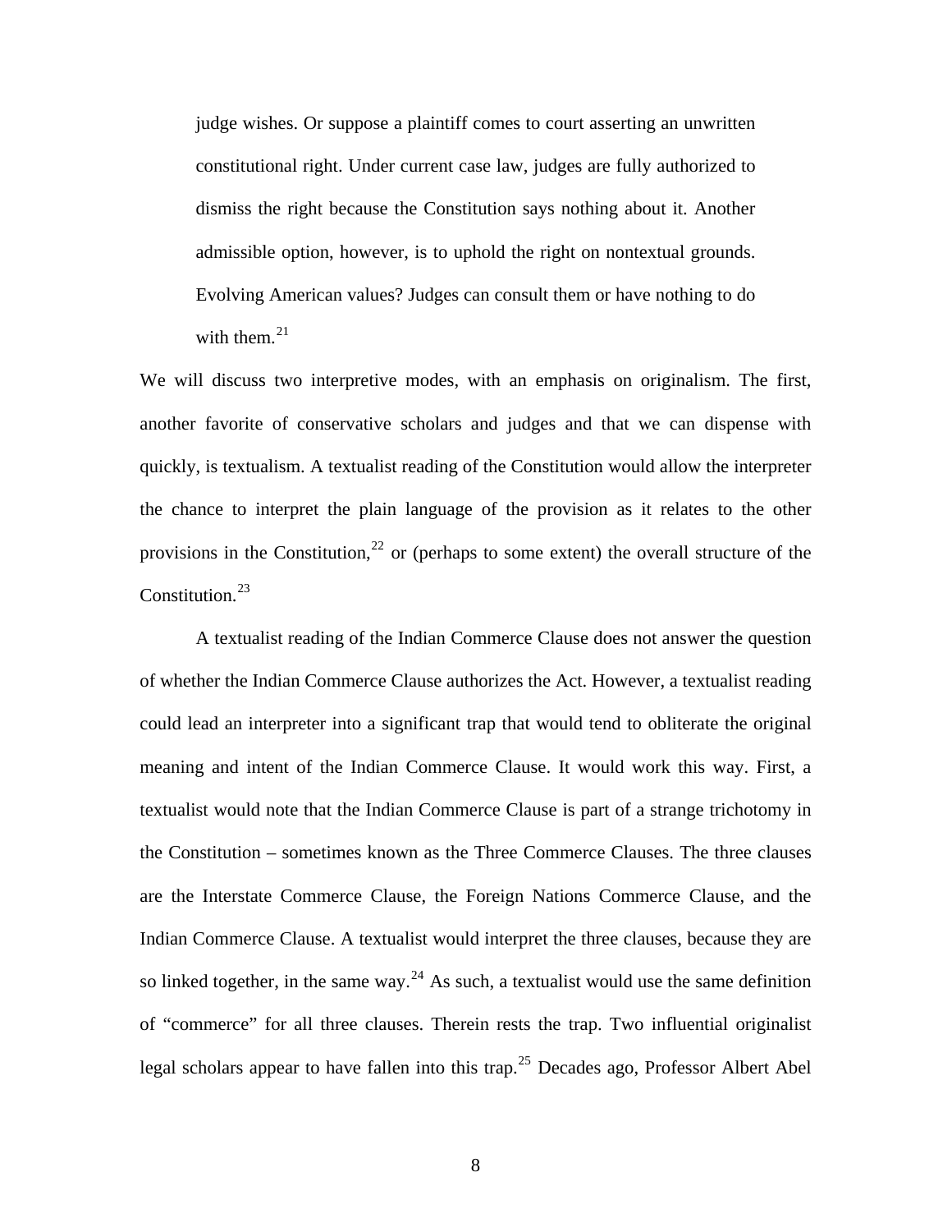> judge wishes. Or suppose a plaintiff comes to court asserting an unwritten constitutional right. Under current case law, judges are fully authorized to dismiss the right because the Constitution says nothing about it. Another admissible option, however, is to uphold the right on nontextual grounds. Evolving American values? Judges can consult them or have nothing to do with them.[21]

We will discuss two interpretive modes, with an emphasis on originalism. The first, another favorite of conservative scholars and judges and that we can dispense with quickly, is textualism. A textualist reading of the Constitution would allow the interpreter the chance to interpret the plain language of the provision as it relates to the other provisions in the Constitution,[22] or (perhaps to some extent) the overall structure of the Constitution.[23]

A textualist reading of the Indian Commerce Clause does not answer the question of whether the Indian Commerce Clause authorizes the Act. However, a textualist reading could lead an interpreter into a significant trap that would tend to obliterate the original meaning and intent of the Indian Commerce Clause. It would work this way. First, a textualist would note that the Indian Commerce Clause is part of a strange trichotomy in the Constitution – sometimes known as the Three Commerce Clauses. The three clauses are the Interstate Commerce Clause, the Foreign Nations Commerce Clause, and the Indian Commerce Clause. A textualist would interpret the three clauses, because they are so linked together, in the same way.[24] As such, a textualist would use the same definition of "commerce" for all three clauses. Therein rests the trap. Two influential originalist legal scholars appear to have fallen into this trap.[25] Decades ago, Professor Albert Abel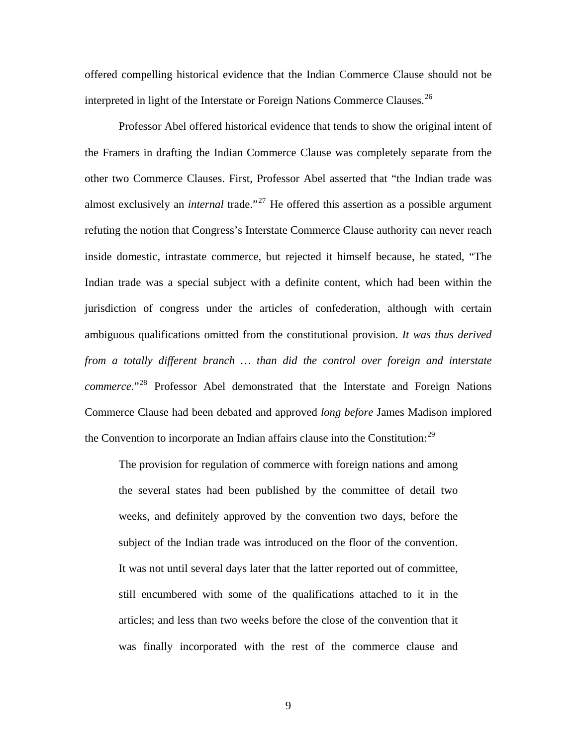offered compelling historical evidence that the Indian Commerce Clause should not be interpreted in light of the Interstate or Foreign Nations Commerce Clauses.[26]

Professor Abel offered historical evidence that tends to show the original intent of the Framers in drafting the Indian Commerce Clause was completely separate from the other two Commerce Clauses. First, Professor Abel asserted that "the Indian trade was almost exclusively an *internal* trade."[27] He offered this assertion as a possible argument refuting the notion that Congress's Interstate Commerce Clause authority can never reach inside domestic, intrastate commerce, but rejected it himself because, he stated, "The Indian trade was a special subject with a definite content, which had been within the jurisdiction of congress under the articles of confederation, although with certain ambiguous qualifications omitted from the constitutional provision. *It was thus derived from a totally different branch … than did the control over foreign and interstate commerce*."[28] Professor Abel demonstrated that the Interstate and Foreign Nations Commerce Clause had been debated and approved *long before* James Madison implored the Convention to incorporate an Indian affairs clause into the Constitution:[29]

> The provision for regulation of commerce with foreign nations and among the several states had been published by the committee of detail two weeks, and definitely approved by the convention two days, before the subject of the Indian trade was introduced on the floor of the convention. It was not until several days later that the latter reported out of committee, still encumbered with some of the qualifications attached to it in the articles; and less than two weeks before the close of the convention that it was finally incorporated with the rest of the commerce clause and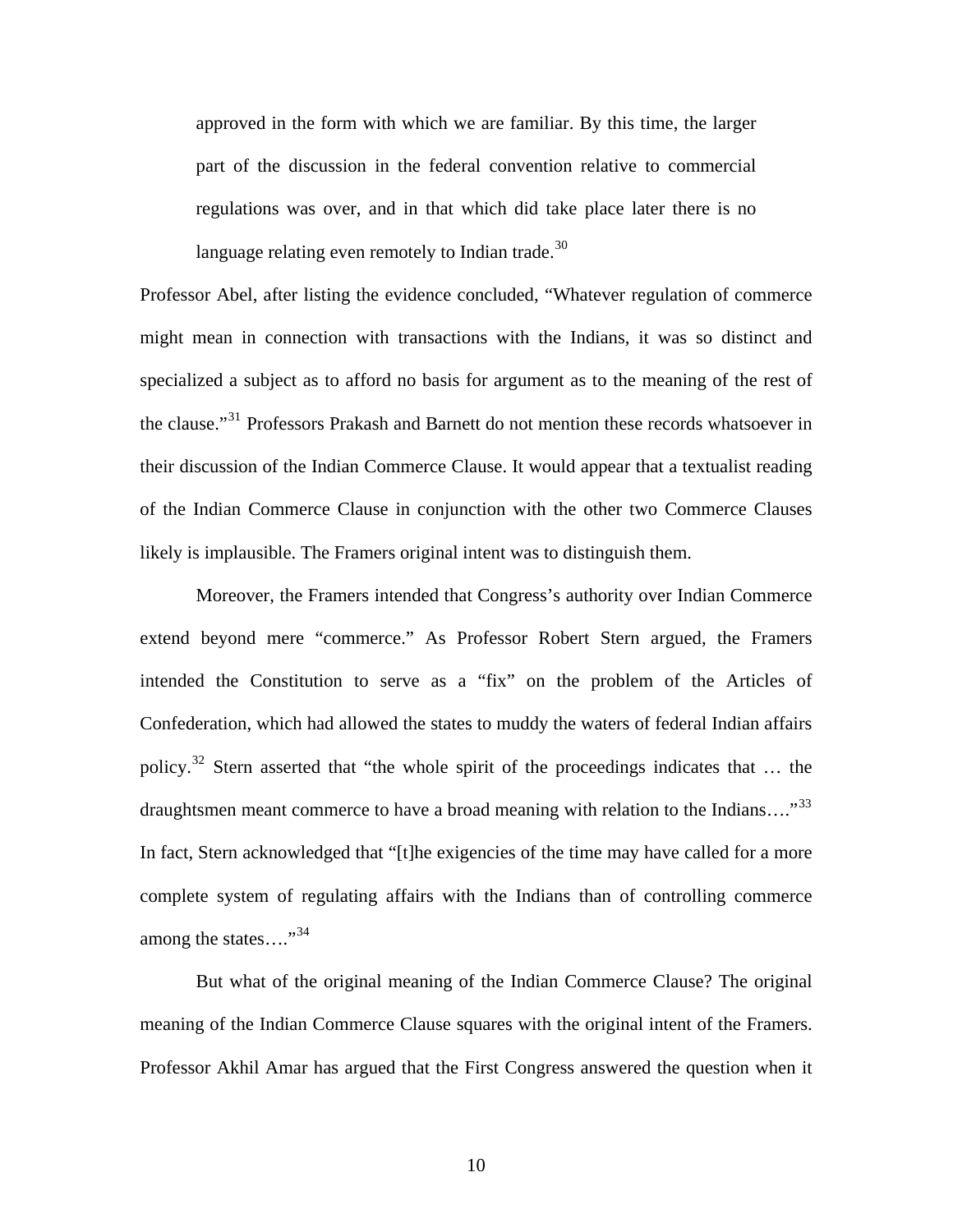> approved in the form with which we are familiar. By this time, the larger part of the discussion in the federal convention relative to commercial regulations was over, and in that which did take place later there is no language relating even remotely to Indian trade.[30]

Professor Abel, after listing the evidence concluded, "Whatever regulation of commerce might mean in connection with transactions with the Indians, it was so distinct and specialized a subject as to afford no basis for argument as to the meaning of the rest of the clause."[31] Professors Prakash and Barnett do not mention these records whatsoever in their discussion of the Indian Commerce Clause. It would appear that a textualist reading of the Indian Commerce Clause in conjunction with the other two Commerce Clauses likely is implausible. The Framers original intent was to distinguish them.

Moreover, the Framers intended that Congress's authority over Indian Commerce extend beyond mere "commerce." As Professor Robert Stern argued, the Framers intended the Constitution to serve as a "fix" on the problem of the Articles of Confederation, which had allowed the states to muddy the waters of federal Indian affairs policy.[32] Stern asserted that "the whole spirit of the proceedings indicates that … the draughtsmen meant commerce to have a broad meaning with relation to the Indians…."[33] In fact, Stern acknowledged that "[t]he exigencies of the time may have called for a more complete system of regulating affairs with the Indians than of controlling commerce among the states…."[34]

But what of the original meaning of the Indian Commerce Clause? The original meaning of the Indian Commerce Clause squares with the original intent of the Framers. Professor Akhil Amar has argued that the First Congress answered the question when it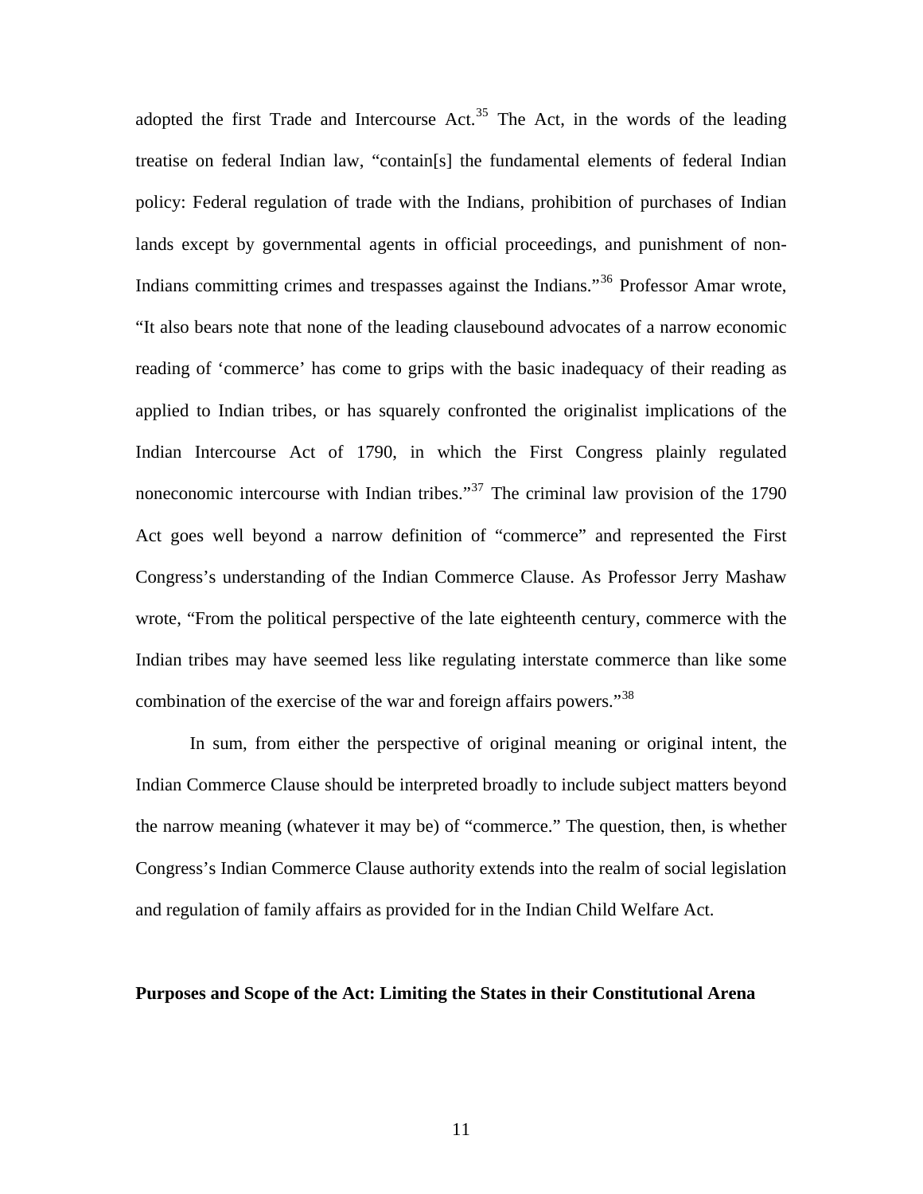adopted the first Trade and Intercourse Act.[35] The Act, in the words of the leading treatise on federal Indian law, "contain[s] the fundamental elements of federal Indian policy: Federal regulation of trade with the Indians, prohibition of purchases of Indian lands except by governmental agents in official proceedings, and punishment of non-Indians committing crimes and trespasses against the Indians."[36] Professor Amar wrote, "It also bears note that none of the leading clausebound advocates of a narrow economic reading of 'commerce' has come to grips with the basic inadequacy of their reading as applied to Indian tribes, or has squarely confronted the originalist implications of the Indian Intercourse Act of 1790, in which the First Congress plainly regulated noneconomic intercourse with Indian tribes."[37] The criminal law provision of the 1790 Act goes well beyond a narrow definition of "commerce" and represented the First Congress's understanding of the Indian Commerce Clause. As Professor Jerry Mashaw wrote, "From the political perspective of the late eighteenth century, commerce with the Indian tribes may have seemed less like regulating interstate commerce than like some combination of the exercise of the war and foreign affairs powers."[38]

In sum, from either the perspective of original meaning or original intent, the Indian Commerce Clause should be interpreted broadly to include subject matters beyond the narrow meaning (whatever it may be) of "commerce." The question, then, is whether Congress's Indian Commerce Clause authority extends into the realm of social legislation and regulation of family affairs as provided for in the Indian Child Welfare Act.

**Purposes and Scope of the Act: Limiting the States in their Constitutional Arena**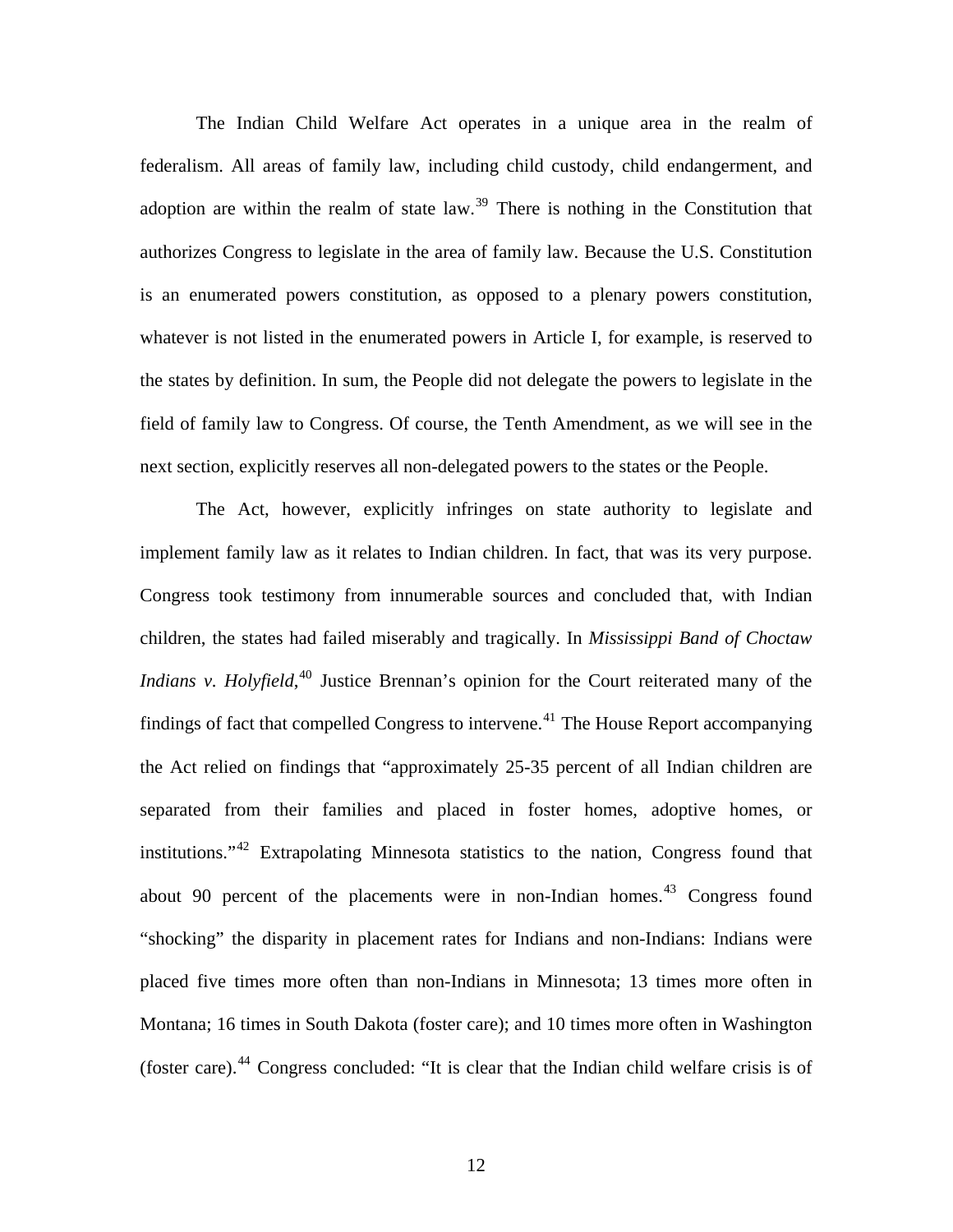The Indian Child Welfare Act operates in a unique area in the realm of federalism. All areas of family law, including child custody, child endangerment, and adoption are within the realm of state law.[39] There is nothing in the Constitution that authorizes Congress to legislate in the area of family law. Because the U.S. Constitution is an enumerated powers constitution, as opposed to a plenary powers constitution, whatever is not listed in the enumerated powers in Article I, for example, is reserved to the states by definition. In sum, the People did not delegate the powers to legislate in the field of family law to Congress. Of course, the Tenth Amendment, as we will see in the next section, explicitly reserves all non-delegated powers to the states or the People.

The Act, however, explicitly infringes on state authority to legislate and implement family law as it relates to Indian children. In fact, that was its very purpose. Congress took testimony from innumerable sources and concluded that, with Indian children, the states had failed miserably and tragically. In *Mississippi Band of Choctaw Indians v. Holyfield*,[40] Justice Brennan's opinion for the Court reiterated many of the findings of fact that compelled Congress to intervene.[41] The House Report accompanying the Act relied on findings that "approximately 25-35 percent of all Indian children are separated from their families and placed in foster homes, adoptive homes, or institutions."[42] Extrapolating Minnesota statistics to the nation, Congress found that about 90 percent of the placements were in non-Indian homes.[43] Congress found "shocking" the disparity in placement rates for Indians and non-Indians: Indians were placed five times more often than non-Indians in Minnesota; 13 times more often in Montana; 16 times in South Dakota (foster care); and 10 times more often in Washington (foster care).[44] Congress concluded: "It is clear that the Indian child welfare crisis is of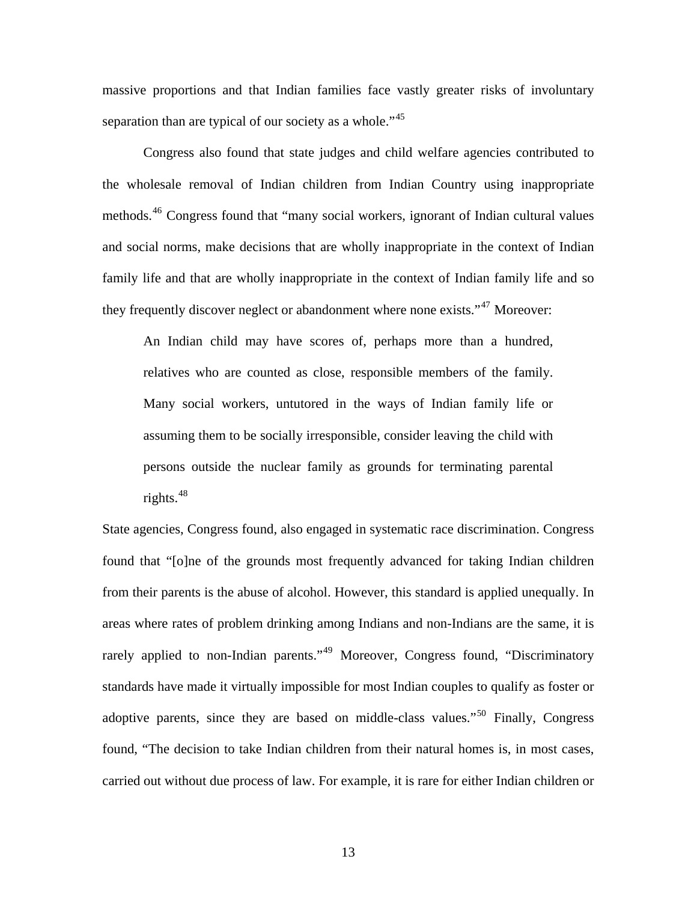massive proportions and that Indian families face vastly greater risks of involuntary separation than are typical of our society as a whole."[45]

Congress also found that state judges and child welfare agencies contributed to the wholesale removal of Indian children from Indian Country using inappropriate methods.[46] Congress found that "many social workers, ignorant of Indian cultural values and social norms, make decisions that are wholly inappropriate in the context of Indian family life and that are wholly inappropriate in the context of Indian family life and so they frequently discover neglect or abandonment where none exists."[47] Moreover:

> An Indian child may have scores of, perhaps more than a hundred, relatives who are counted as close, responsible members of the family. Many social workers, untutored in the ways of Indian family life or assuming them to be socially irresponsible, consider leaving the child with persons outside the nuclear family as grounds for terminating parental rights.[48]

State agencies, Congress found, also engaged in systematic race discrimination. Congress found that "[o]ne of the grounds most frequently advanced for taking Indian children from their parents is the abuse of alcohol. However, this standard is applied unequally. In areas where rates of problem drinking among Indians and non-Indians are the same, it is rarely applied to non-Indian parents."[49] Moreover, Congress found, "Discriminatory standards have made it virtually impossible for most Indian couples to qualify as foster or adoptive parents, since they are based on middle-class values."[50] Finally, Congress found, "The decision to take Indian children from their natural homes is, in most cases, carried out without due process of law. For example, it is rare for either Indian children or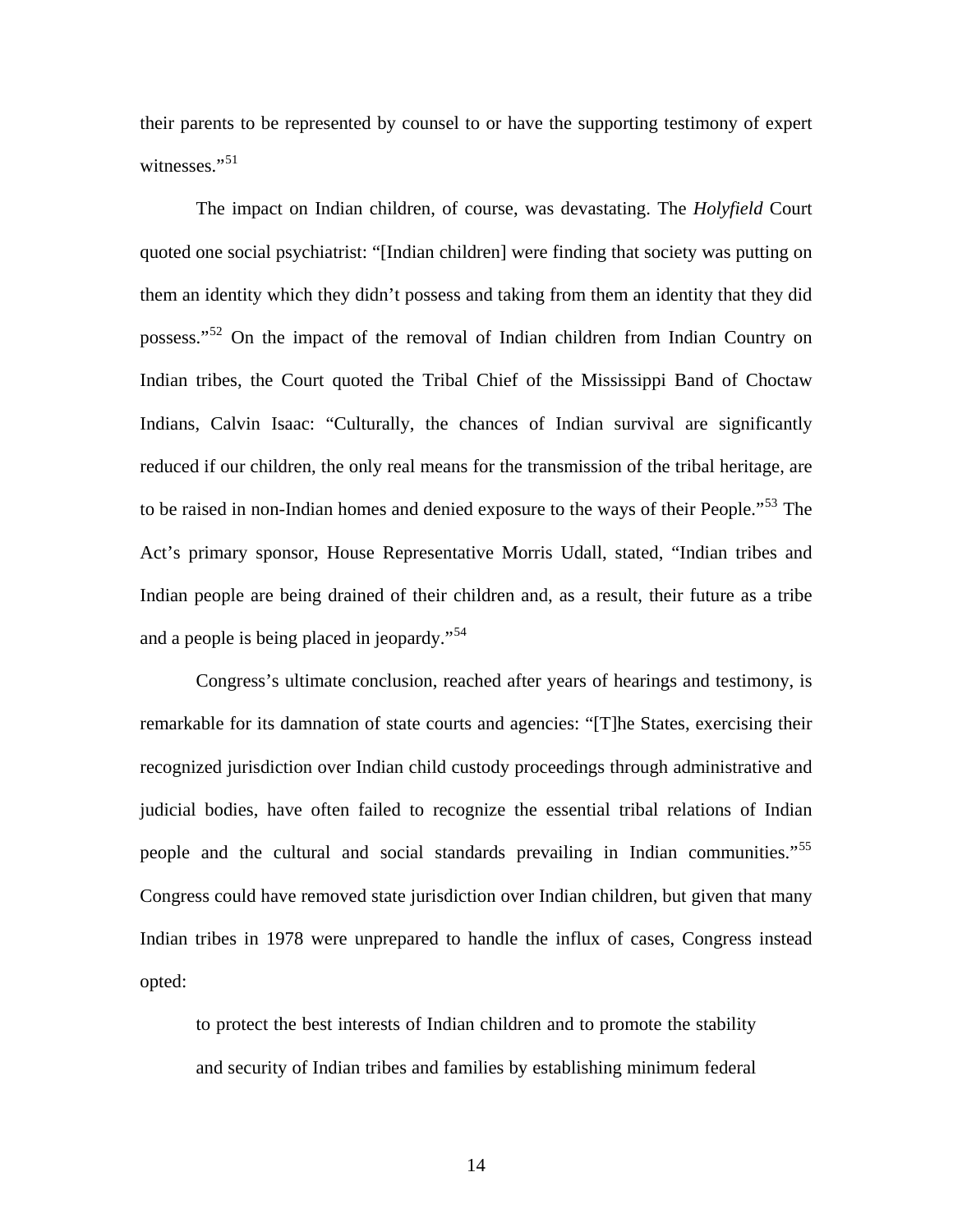their parents to be represented by counsel to or have the supporting testimony of expert witnesses."[51]

The impact on Indian children, of course, was devastating. The *Holyfield* Court quoted one social psychiatrist: "[Indian children] were finding that society was putting on them an identity which they didn't possess and taking from them an identity that they did possess."[52] On the impact of the removal of Indian children from Indian Country on Indian tribes, the Court quoted the Tribal Chief of the Mississippi Band of Choctaw Indians, Calvin Isaac: "Culturally, the chances of Indian survival are significantly reduced if our children, the only real means for the transmission of the tribal heritage, are to be raised in non-Indian homes and denied exposure to the ways of their People."[53] The Act's primary sponsor, House Representative Morris Udall, stated, "Indian tribes and Indian people are being drained of their children and, as a result, their future as a tribe and a people is being placed in jeopardy."[54]

Congress's ultimate conclusion, reached after years of hearings and testimony, is remarkable for its damnation of state courts and agencies: "[T]he States, exercising their recognized jurisdiction over Indian child custody proceedings through administrative and judicial bodies, have often failed to recognize the essential tribal relations of Indian people and the cultural and social standards prevailing in Indian communities."[55] Congress could have removed state jurisdiction over Indian children, but given that many Indian tribes in 1978 were unprepared to handle the influx of cases, Congress instead opted:

> to protect the best interests of Indian children and to promote the stability and security of Indian tribes and families by establishing minimum federal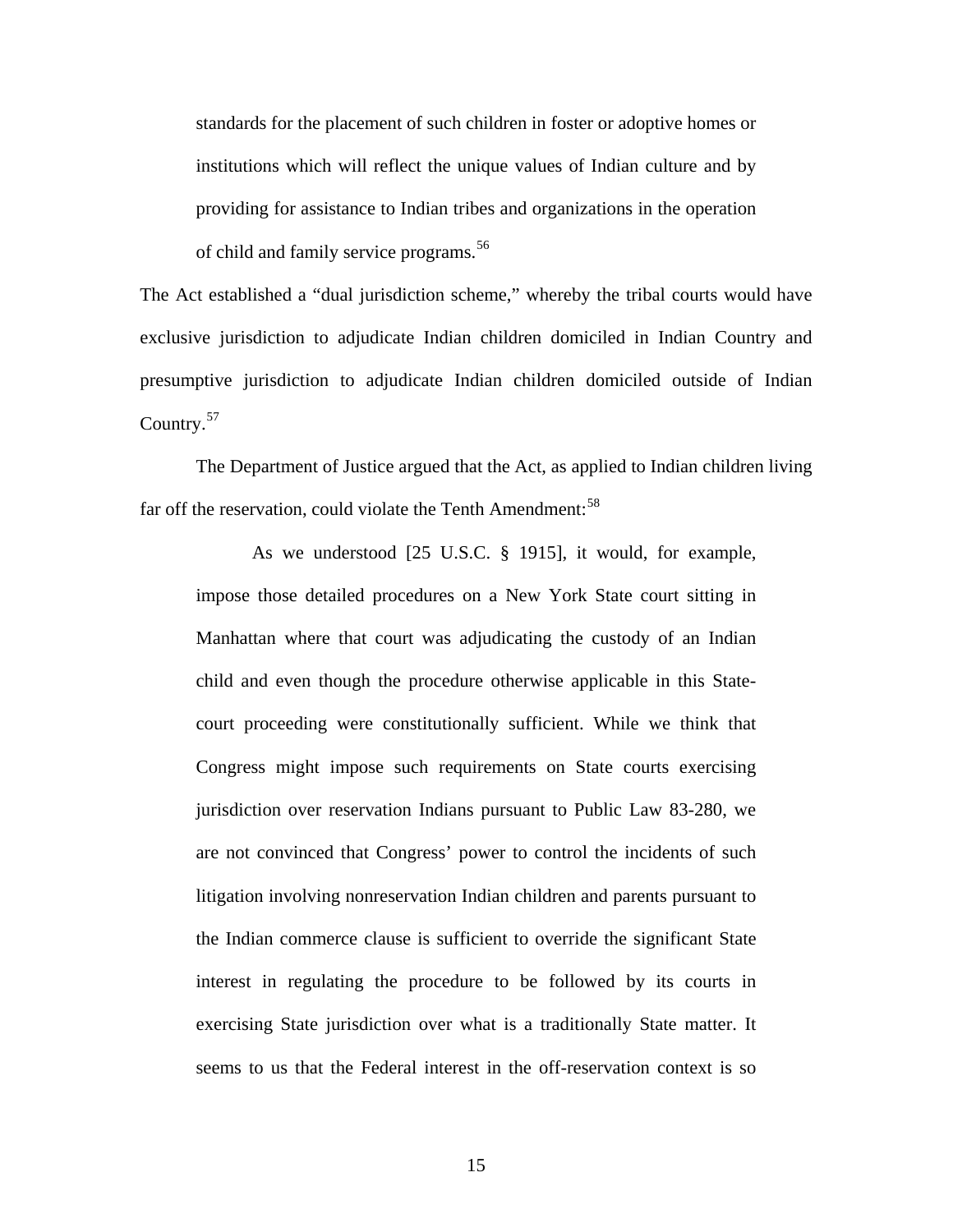> standards for the placement of such children in foster or adoptive homes or institutions which will reflect the unique values of Indian culture and by providing for assistance to Indian tribes and organizations in the operation of child and family service programs.[56]

The Act established a "dual jurisdiction scheme," whereby the tribal courts would have exclusive jurisdiction to adjudicate Indian children domiciled in Indian Country and presumptive jurisdiction to adjudicate Indian children domiciled outside of Indian Country.[57]

The Department of Justice argued that the Act, as applied to Indian children living far off the reservation, could violate the Tenth Amendment:[58]

> As we understood [25 U.S.C. § 1915], it would, for example, impose those detailed procedures on a New York State court sitting in Manhattan where that court was adjudicating the custody of an Indian child and even though the procedure otherwise applicable in this State-court proceeding were constitutionally sufficient. While we think that Congress might impose such requirements on State courts exercising jurisdiction over reservation Indians pursuant to Public Law 83-280, we are not convinced that Congress' power to control the incidents of such litigation involving nonreservation Indian children and parents pursuant to the Indian commerce clause is sufficient to override the significant State interest in regulating the procedure to be followed by its courts in exercising State jurisdiction over what is a traditionally State matter. It seems to us that the Federal interest in the off-reservation context is so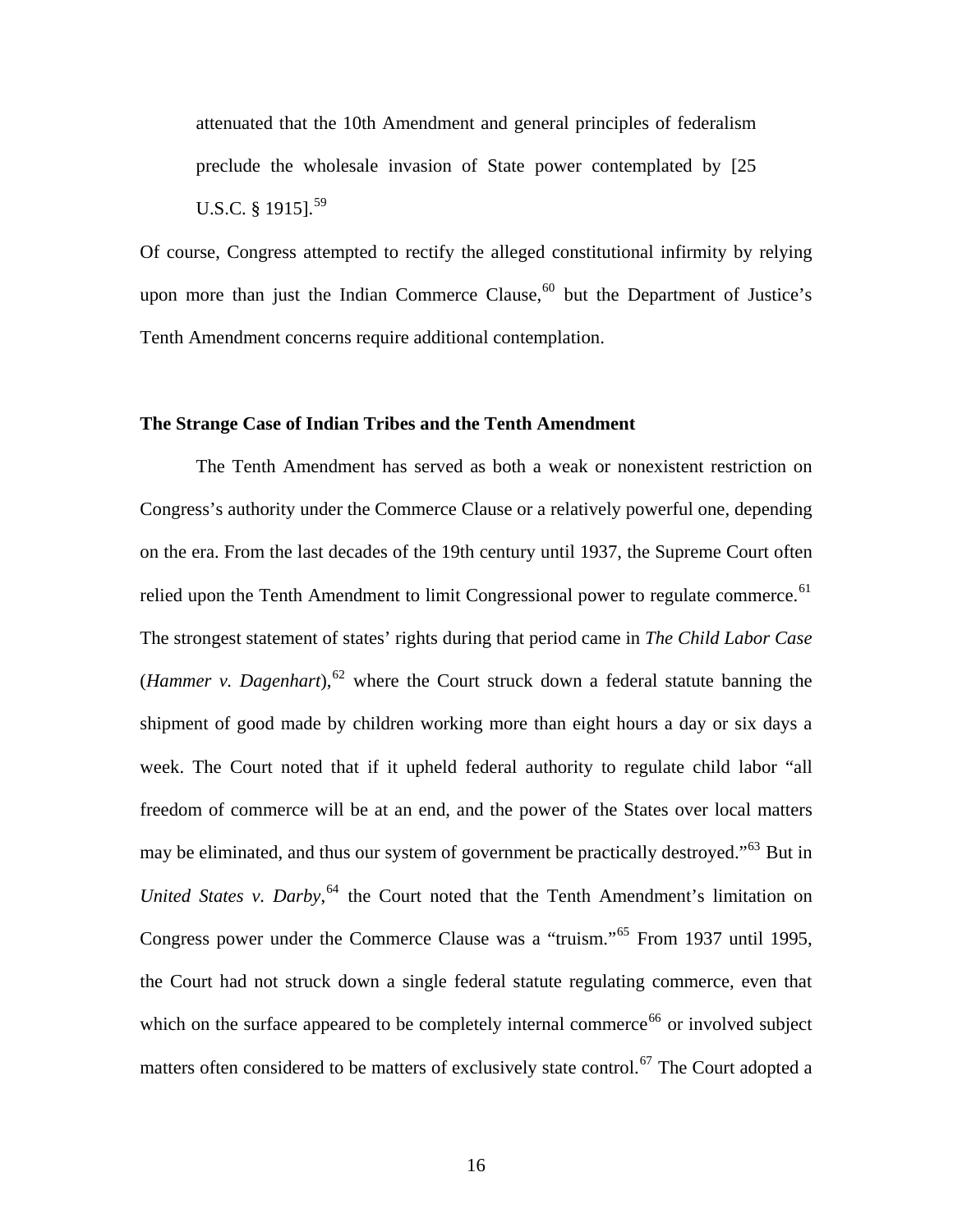attenuated that the 10th Amendment and general principles of federalism preclude the wholesale invasion of State power contemplated by [25 U.S.C. § 1915].[59]

Of course, Congress attempted to rectify the alleged constitutional infirmity by relying upon more than just the Indian Commerce Clause,[60] but the Department of Justice's Tenth Amendment concerns require additional contemplation.

**The Strange Case of Indian Tribes and the Tenth Amendment**

The Tenth Amendment has served as both a weak or nonexistent restriction on Congress's authority under the Commerce Clause or a relatively powerful one, depending on the era. From the last decades of the 19th century until 1937, the Supreme Court often relied upon the Tenth Amendment to limit Congressional power to regulate commerce.[61] The strongest statement of states' rights during that period came in *The Child Labor Case* (*Hammer v. Dagenhart*),[62] where the Court struck down a federal statute banning the shipment of good made by children working more than eight hours a day or six days a week. The Court noted that if it upheld federal authority to regulate child labor "all freedom of commerce will be at an end, and the power of the States over local matters may be eliminated, and thus our system of government be practically destroyed."[63] But in *United States v. Darby*,[64] the Court noted that the Tenth Amendment's limitation on Congress power under the Commerce Clause was a "truism."[65] From 1937 until 1995, the Court had not struck down a single federal statute regulating commerce, even that which on the surface appeared to be completely internal commerce[66] or involved subject matters often considered to be matters of exclusively state control.[67] The Court adopted a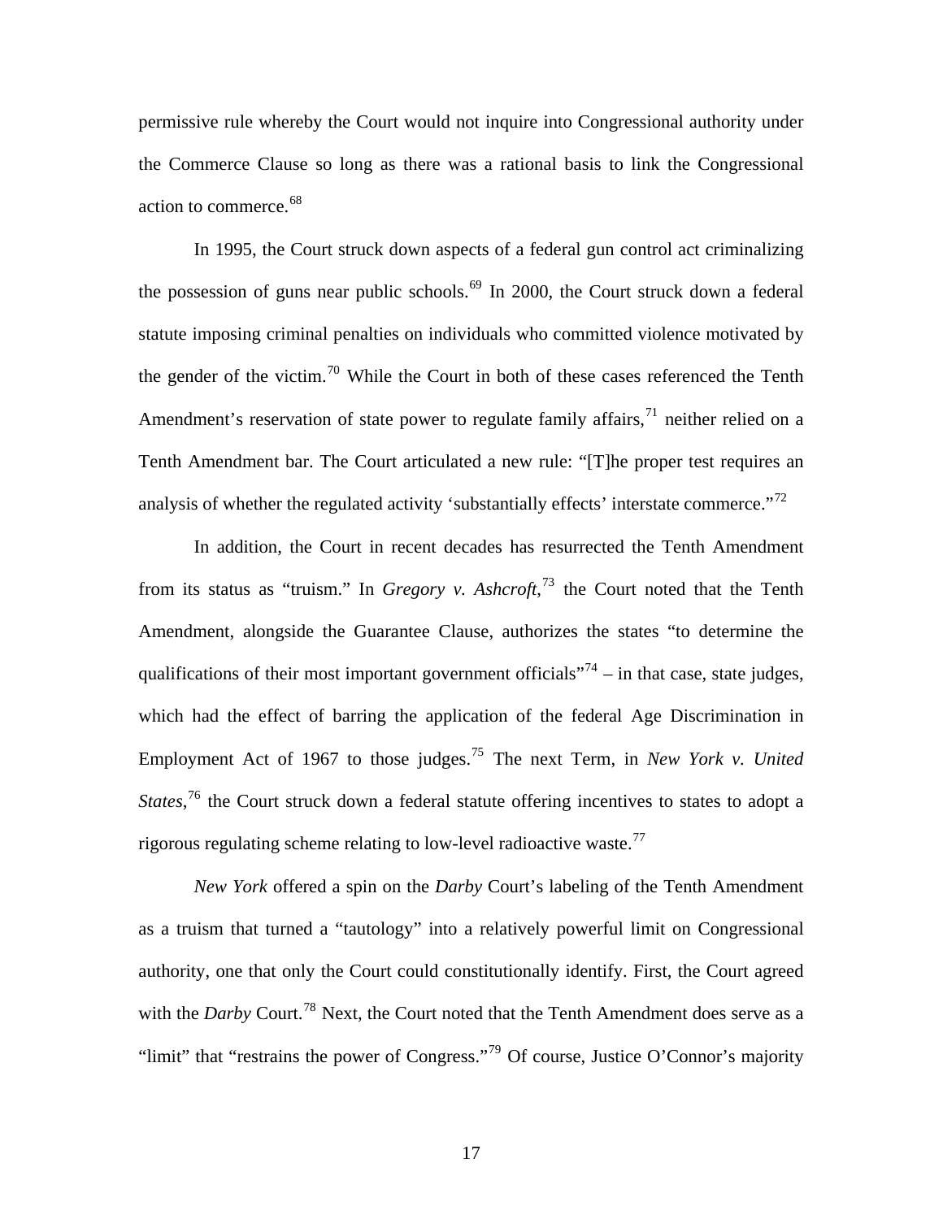permissive rule whereby the Court would not inquire into Congressional authority under the Commerce Clause so long as there was a rational basis to link the Congressional action to commerce.[68]

In 1995, the Court struck down aspects of a federal gun control act criminalizing the possession of guns near public schools.[69] In 2000, the Court struck down a federal statute imposing criminal penalties on individuals who committed violence motivated by the gender of the victim.[70] While the Court in both of these cases referenced the Tenth Amendment's reservation of state power to regulate family affairs,[71] neither relied on a Tenth Amendment bar. The Court articulated a new rule: "[T]he proper test requires an analysis of whether the regulated activity 'substantially effects' interstate commerce."[72]

In addition, the Court in recent decades has resurrected the Tenth Amendment from its status as "truism." In *Gregory v. Ashcroft*,[73] the Court noted that the Tenth Amendment, alongside the Guarantee Clause, authorizes the states "to determine the qualifications of their most important government officials"[74] – in that case, state judges, which had the effect of barring the application of the federal Age Discrimination in Employment Act of 1967 to those judges.[75] The next Term, in *New York v. United States*,[76] the Court struck down a federal statute offering incentives to states to adopt a rigorous regulating scheme relating to low-level radioactive waste.[77]

*New York* offered a spin on the *Darby* Court's labeling of the Tenth Amendment as a truism that turned a "tautology" into a relatively powerful limit on Congressional authority, one that only the Court could constitutionally identify. First, the Court agreed with the *Darby* Court.[78] Next, the Court noted that the Tenth Amendment does serve as a "limit" that "restrains the power of Congress."[79] Of course, Justice O'Connor's majority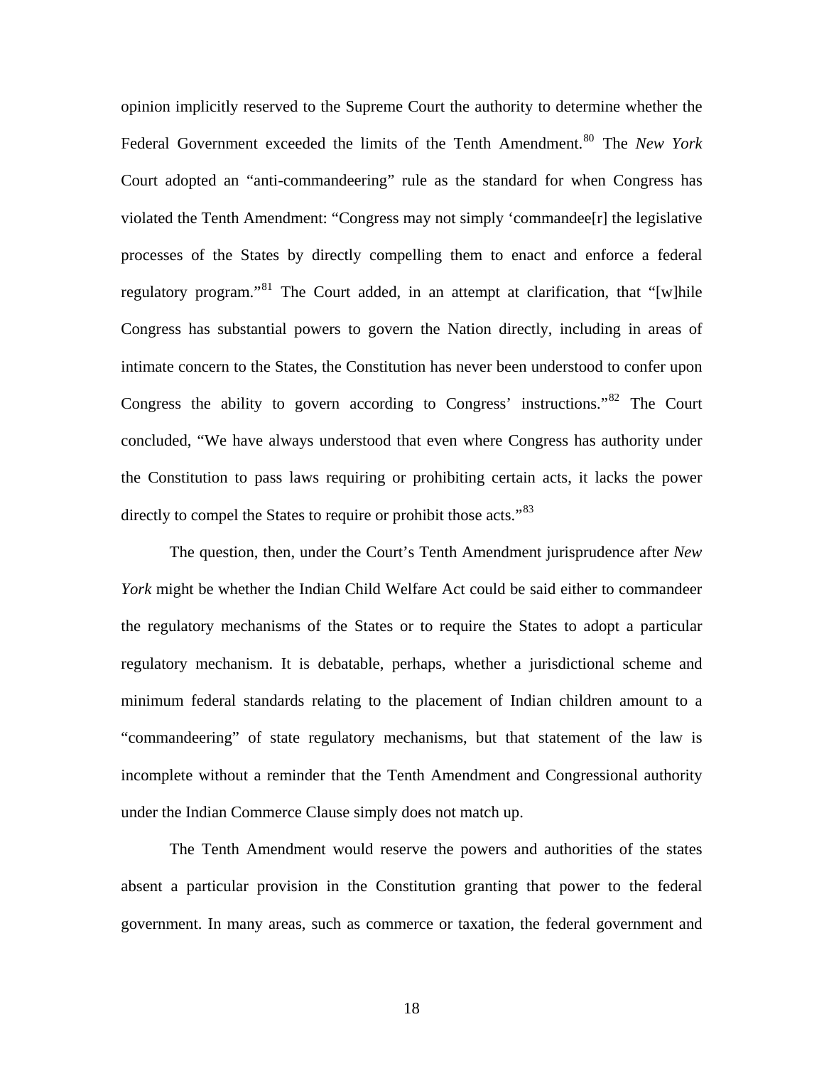opinion implicitly reserved to the Supreme Court the authority to determine whether the Federal Government exceeded the limits of the Tenth Amendment.[80] The *New York* Court adopted an "anti-commandeering" rule as the standard for when Congress has violated the Tenth Amendment: "Congress may not simply 'commandee[r] the legislative processes of the States by directly compelling them to enact and enforce a federal regulatory program."[81] The Court added, in an attempt at clarification, that "[w]hile Congress has substantial powers to govern the Nation directly, including in areas of intimate concern to the States, the Constitution has never been understood to confer upon Congress the ability to govern according to Congress' instructions."[82] The Court concluded, "We have always understood that even where Congress has authority under the Constitution to pass laws requiring or prohibiting certain acts, it lacks the power directly to compel the States to require or prohibit those acts."[83]

The question, then, under the Court's Tenth Amendment jurisprudence after *New York* might be whether the Indian Child Welfare Act could be said either to commandeer the regulatory mechanisms of the States or to require the States to adopt a particular regulatory mechanism. It is debatable, perhaps, whether a jurisdictional scheme and minimum federal standards relating to the placement of Indian children amount to a "commandeering" of state regulatory mechanisms, but that statement of the law is incomplete without a reminder that the Tenth Amendment and Congressional authority under the Indian Commerce Clause simply does not match up.

The Tenth Amendment would reserve the powers and authorities of the states absent a particular provision in the Constitution granting that power to the federal government. In many areas, such as commerce or taxation, the federal government and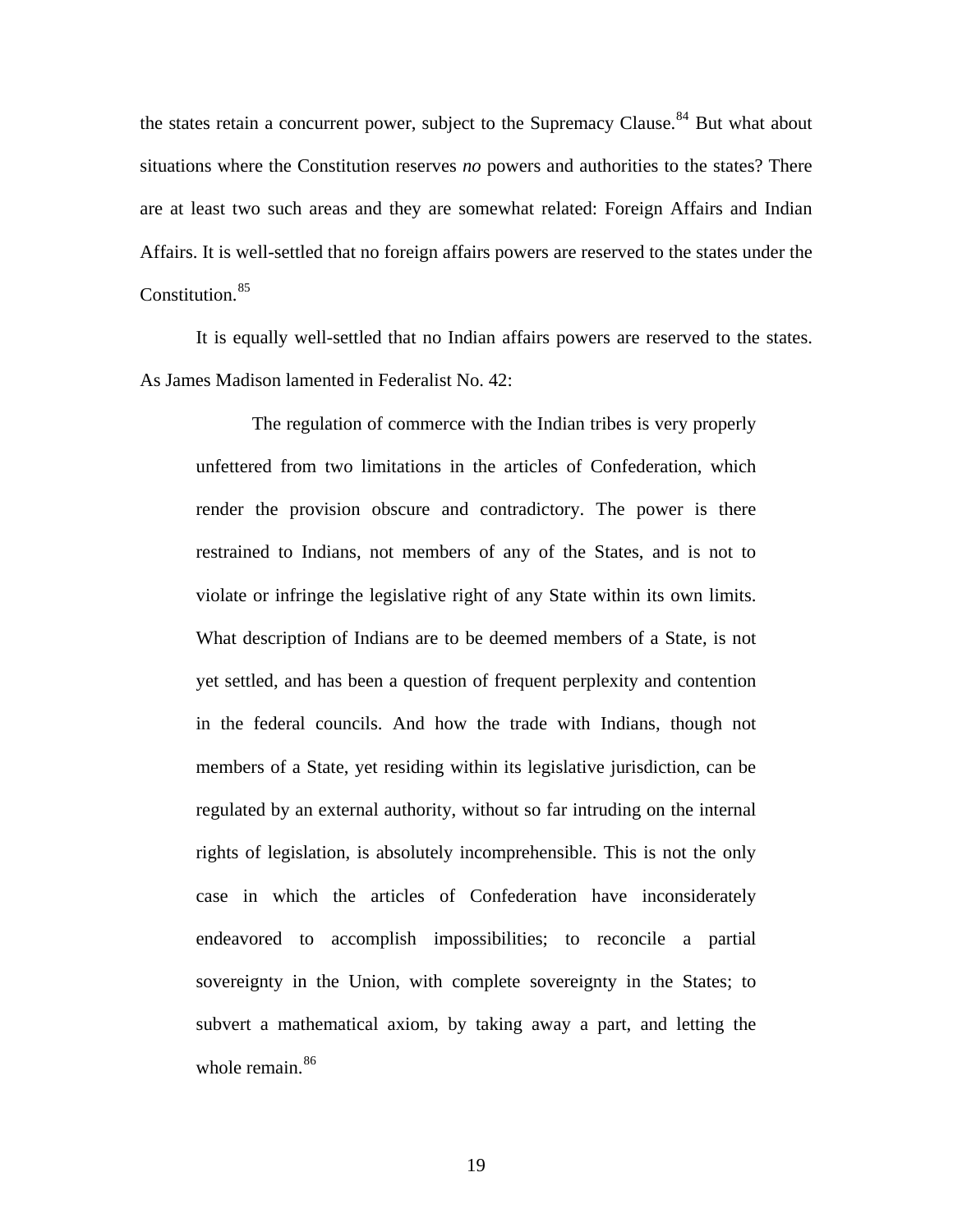the states retain a concurrent power, subject to the Supremacy Clause.[84] But what about situations where the Constitution reserves *no* powers and authorities to the states? There are at least two such areas and they are somewhat related: Foreign Affairs and Indian Affairs. It is well-settled that no foreign affairs powers are reserved to the states under the Constitution.[85]

It is equally well-settled that no Indian affairs powers are reserved to the states. As James Madison lamented in Federalist No. 42:

> The regulation of commerce with the Indian tribes is very properly unfettered from two limitations in the articles of Confederation, which render the provision obscure and contradictory. The power is there restrained to Indians, not members of any of the States, and is not to violate or infringe the legislative right of any State within its own limits. What description of Indians are to be deemed members of a State, is not yet settled, and has been a question of frequent perplexity and contention in the federal councils. And how the trade with Indians, though not members of a State, yet residing within its legislative jurisdiction, can be regulated by an external authority, without so far intruding on the internal rights of legislation, is absolutely incomprehensible. This is not the only case in which the articles of Confederation have inconsiderately endeavored to accomplish impossibilities; to reconcile a partial sovereignty in the Union, with complete sovereignty in the States; to subvert a mathematical axiom, by taking away a part, and letting the whole remain.[86]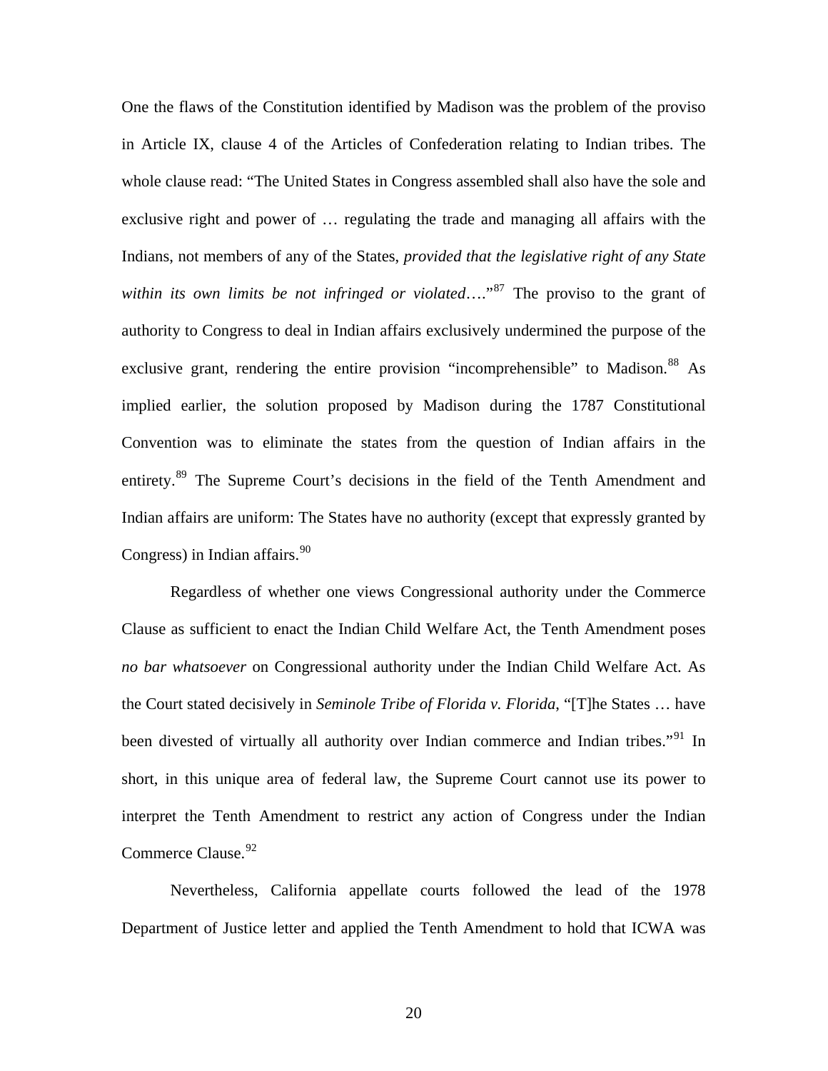One the flaws of the Constitution identified by Madison was the problem of the proviso in Article IX, clause 4 of the Articles of Confederation relating to Indian tribes. The whole clause read: "The United States in Congress assembled shall also have the sole and exclusive right and power of … regulating the trade and managing all affairs with the Indians, not members of any of the States, *provided that the legislative right of any State within its own limits be not infringed or violated*…."[87] The proviso to the grant of authority to Congress to deal in Indian affairs exclusively undermined the purpose of the exclusive grant, rendering the entire provision "incomprehensible" to Madison.[88] As implied earlier, the solution proposed by Madison during the 1787 Constitutional Convention was to eliminate the states from the question of Indian affairs in the entirety.[89] The Supreme Court's decisions in the field of the Tenth Amendment and Indian affairs are uniform: The States have no authority (except that expressly granted by Congress) in Indian affairs.[90]

Regardless of whether one views Congressional authority under the Commerce Clause as sufficient to enact the Indian Child Welfare Act, the Tenth Amendment poses *no bar whatsoever* on Congressional authority under the Indian Child Welfare Act. As the Court stated decisively in *Seminole Tribe of Florida v. Florida*, "[T]he States … have been divested of virtually all authority over Indian commerce and Indian tribes."[91] In short, in this unique area of federal law, the Supreme Court cannot use its power to interpret the Tenth Amendment to restrict any action of Congress under the Indian Commerce Clause.[92]

Nevertheless, California appellate courts followed the lead of the 1978 Department of Justice letter and applied the Tenth Amendment to hold that ICWA was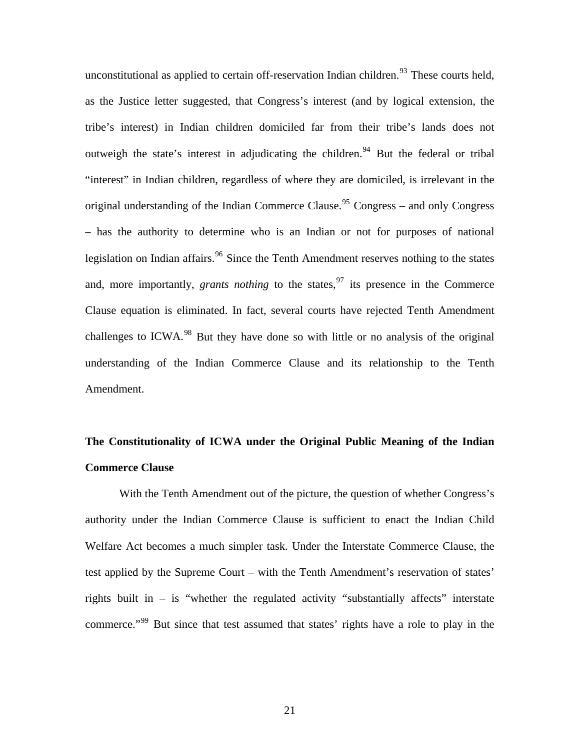unconstitutional as applied to certain off-reservation Indian children.[93] These courts held, as the Justice letter suggested, that Congress's interest (and by logical extension, the tribe's interest) in Indian children domiciled far from their tribe's lands does not outweigh the state's interest in adjudicating the children.[94] But the federal or tribal "interest" in Indian children, regardless of where they are domiciled, is irrelevant in the original understanding of the Indian Commerce Clause.[95] Congress – and only Congress – has the authority to determine who is an Indian or not for purposes of national legislation on Indian affairs.[96] Since the Tenth Amendment reserves nothing to the states and, more importantly, *grants nothing* to the states,[97] its presence in the Commerce Clause equation is eliminated. In fact, several courts have rejected Tenth Amendment challenges to ICWA.[98] But they have done so with little or no analysis of the original understanding of the Indian Commerce Clause and its relationship to the Tenth Amendment.

## The Constitutionality of ICWA under the Original Public Meaning of the Indian Commerce Clause

With the Tenth Amendment out of the picture, the question of whether Congress's authority under the Indian Commerce Clause is sufficient to enact the Indian Child Welfare Act becomes a much simpler task. Under the Interstate Commerce Clause, the test applied by the Supreme Court – with the Tenth Amendment's reservation of states' rights built in – is "whether the regulated activity "substantially affects" interstate commerce."[99] But since that test assumed that states' rights have a role to play in the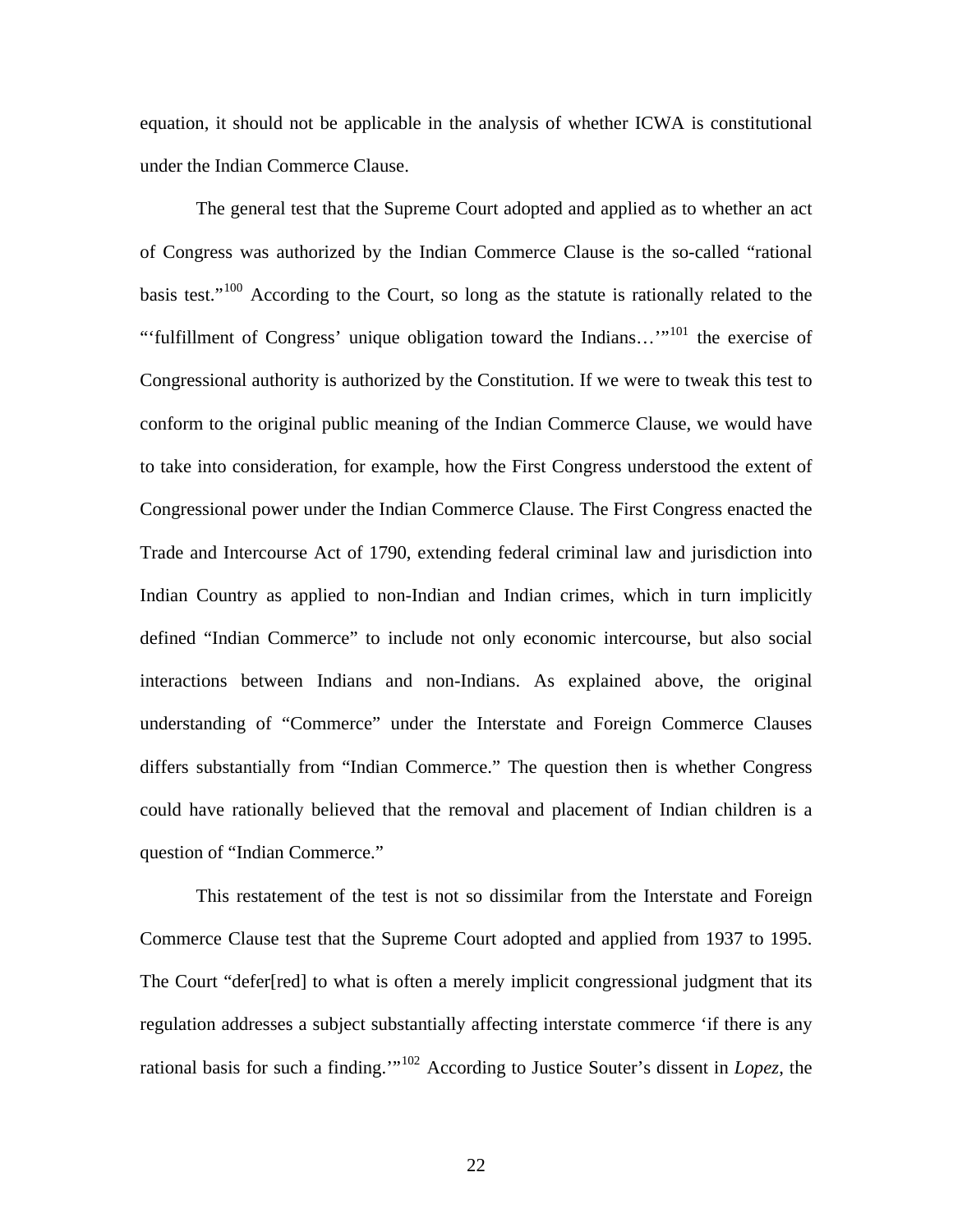equation, it should not be applicable in the analysis of whether ICWA is constitutional under the Indian Commerce Clause.

The general test that the Supreme Court adopted and applied as to whether an act of Congress was authorized by the Indian Commerce Clause is the so-called "rational basis test."[100] According to the Court, so long as the statute is rationally related to the "'fulfillment of Congress' unique obligation toward the Indians…'"[101] the exercise of Congressional authority is authorized by the Constitution. If we were to tweak this test to conform to the original public meaning of the Indian Commerce Clause, we would have to take into consideration, for example, how the First Congress understood the extent of Congressional power under the Indian Commerce Clause. The First Congress enacted the Trade and Intercourse Act of 1790, extending federal criminal law and jurisdiction into Indian Country as applied to non-Indian and Indian crimes, which in turn implicitly defined "Indian Commerce" to include not only economic intercourse, but also social interactions between Indians and non-Indians. As explained above, the original understanding of "Commerce" under the Interstate and Foreign Commerce Clauses differs substantially from "Indian Commerce." The question then is whether Congress could have rationally believed that the removal and placement of Indian children is a question of "Indian Commerce."

This restatement of the test is not so dissimilar from the Interstate and Foreign Commerce Clause test that the Supreme Court adopted and applied from 1937 to 1995. The Court "defer[red] to what is often a merely implicit congressional judgment that its regulation addresses a subject substantially affecting interstate commerce 'if there is any rational basis for such a finding.'"[102] According to Justice Souter's dissent in *Lopez*, the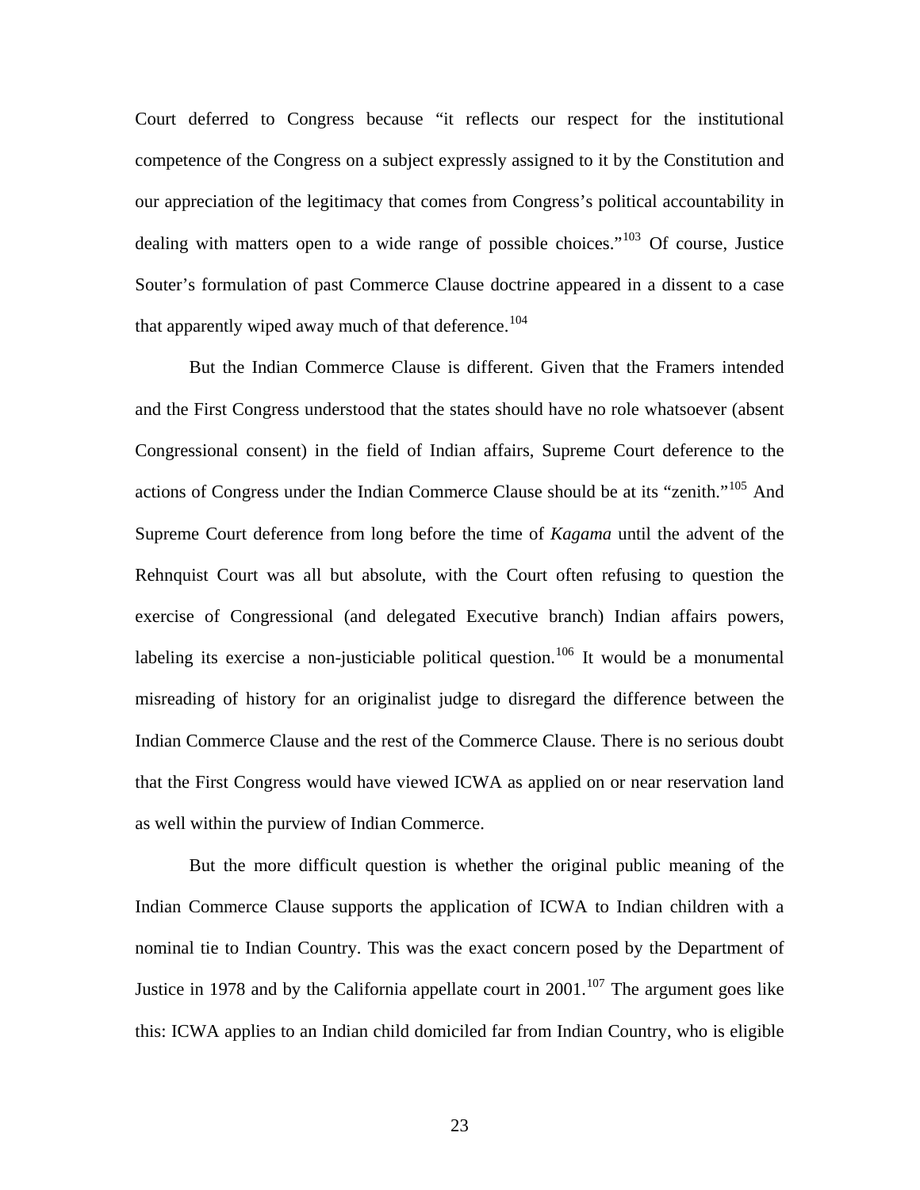Court deferred to Congress because "it reflects our respect for the institutional competence of the Congress on a subject expressly assigned to it by the Constitution and our appreciation of the legitimacy that comes from Congress's political accountability in dealing with matters open to a wide range of possible choices."[103] Of course, Justice Souter's formulation of past Commerce Clause doctrine appeared in a dissent to a case that apparently wiped away much of that deference.[104]

But the Indian Commerce Clause is different. Given that the Framers intended and the First Congress understood that the states should have no role whatsoever (absent Congressional consent) in the field of Indian affairs, Supreme Court deference to the actions of Congress under the Indian Commerce Clause should be at its "zenith."[105] And Supreme Court deference from long before the time of *Kagama* until the advent of the Rehnquist Court was all but absolute, with the Court often refusing to question the exercise of Congressional (and delegated Executive branch) Indian affairs powers, labeling its exercise a non-justiciable political question.[106] It would be a monumental misreading of history for an originalist judge to disregard the difference between the Indian Commerce Clause and the rest of the Commerce Clause. There is no serious doubt that the First Congress would have viewed ICWA as applied on or near reservation land as well within the purview of Indian Commerce.

But the more difficult question is whether the original public meaning of the Indian Commerce Clause supports the application of ICWA to Indian children with a nominal tie to Indian Country. This was the exact concern posed by the Department of Justice in 1978 and by the California appellate court in 2001.[107] The argument goes like this: ICWA applies to an Indian child domiciled far from Indian Country, who is eligible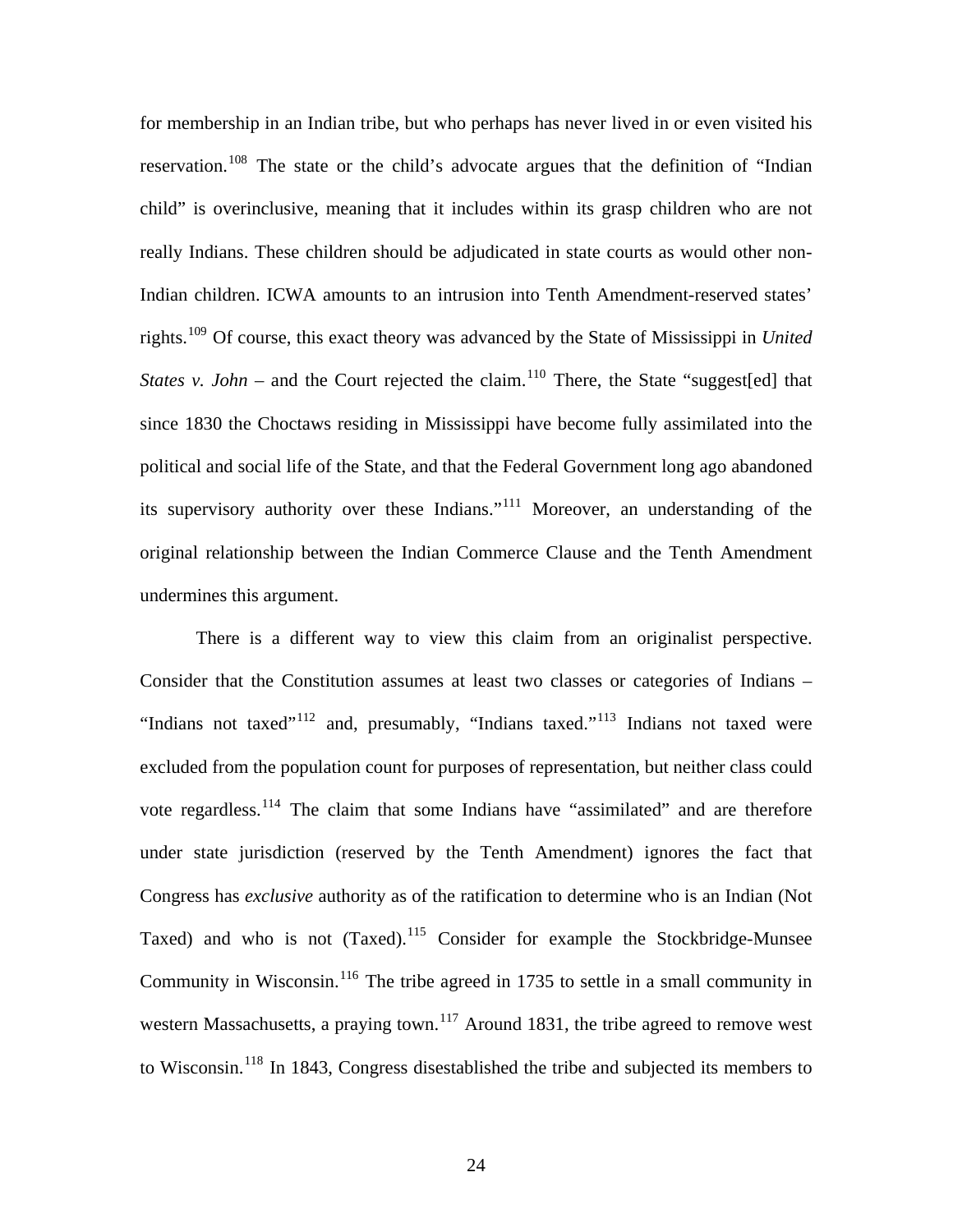for membership in an Indian tribe, but who perhaps has never lived in or even visited his reservation.[108] The state or the child's advocate argues that the definition of "Indian child" is overinclusive, meaning that it includes within its grasp children who are not really Indians. These children should be adjudicated in state courts as would other non-Indian children. ICWA amounts to an intrusion into Tenth Amendment-reserved states' rights.[109] Of course, this exact theory was advanced by the State of Mississippi in *United States v. John* – and the Court rejected the claim.[110] There, the State "suggest[ed] that since 1830 the Choctaws residing in Mississippi have become fully assimilated into the political and social life of the State, and that the Federal Government long ago abandoned its supervisory authority over these Indians."[111] Moreover, an understanding of the original relationship between the Indian Commerce Clause and the Tenth Amendment undermines this argument.

There is a different way to view this claim from an originalist perspective. Consider that the Constitution assumes at least two classes or categories of Indians – "Indians not taxed"[112] and, presumably, "Indians taxed."[113] Indians not taxed were excluded from the population count for purposes of representation, but neither class could vote regardless.[114] The claim that some Indians have "assimilated" and are therefore under state jurisdiction (reserved by the Tenth Amendment) ignores the fact that Congress has *exclusive* authority as of the ratification to determine who is an Indian (Not Taxed) and who is not (Taxed).[115] Consider for example the Stockbridge-Munsee Community in Wisconsin.[116] The tribe agreed in 1735 to settle in a small community in western Massachusetts, a praying town.[117] Around 1831, the tribe agreed to remove west to Wisconsin.[118] In 1843, Congress disestablished the tribe and subjected its members to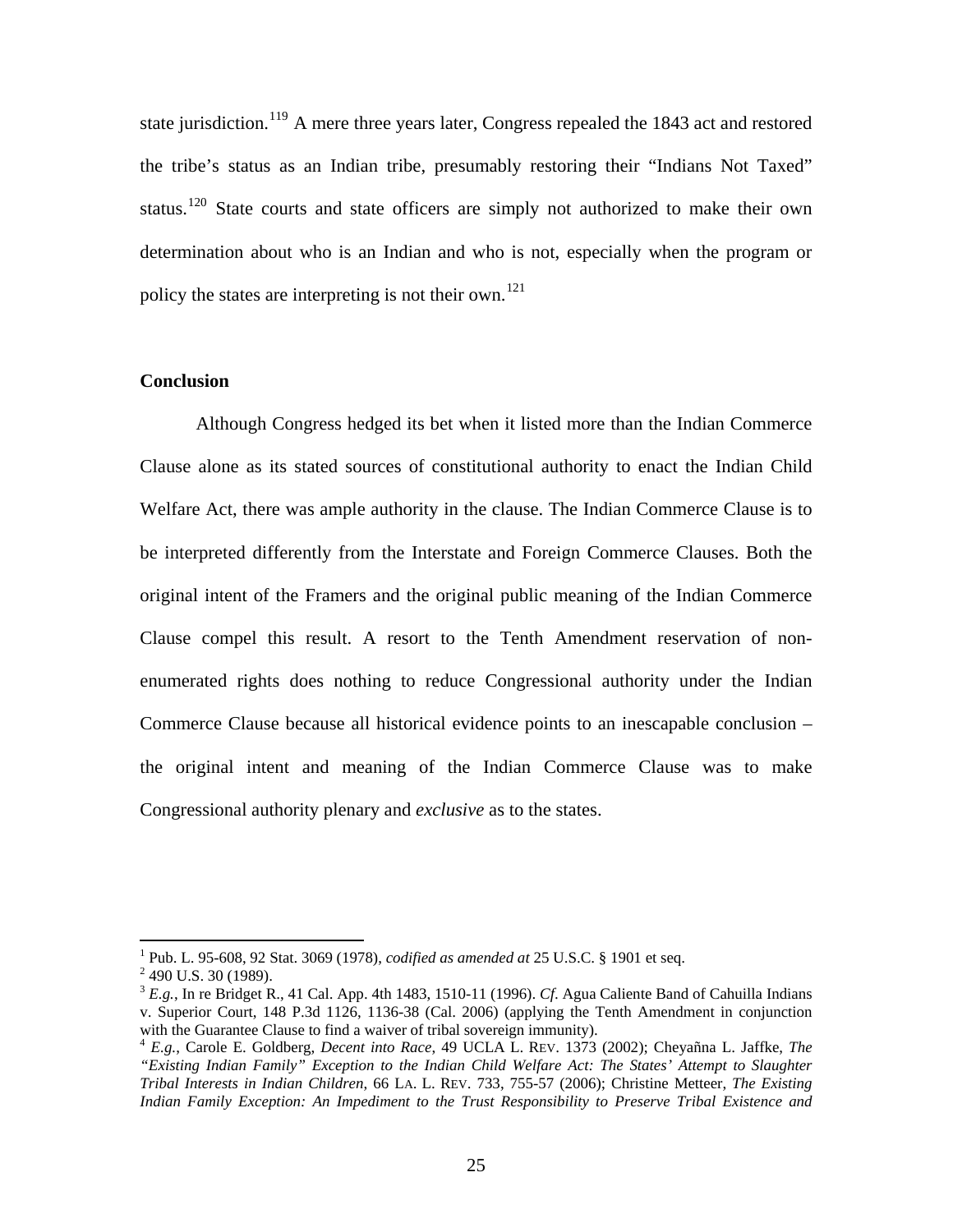state jurisdiction.[119] A mere three years later, Congress repealed the 1843 act and restored the tribe's status as an Indian tribe, presumably restoring their "Indians Not Taxed" status.[120] State courts and state officers are simply not authorized to make their own determination about who is an Indian and who is not, especially when the program or policy the states are interpreting is not their own.[121]

## Conclusion

Although Congress hedged its bet when it listed more than the Indian Commerce Clause alone as its stated sources of constitutional authority to enact the Indian Child Welfare Act, there was ample authority in the clause. The Indian Commerce Clause is to be interpreted differently from the Interstate and Foreign Commerce Clauses. Both the original intent of the Framers and the original public meaning of the Indian Commerce Clause compel this result. A resort to the Tenth Amendment reservation of non-enumerated rights does nothing to reduce Congressional authority under the Indian Commerce Clause because all historical evidence points to an inescapable conclusion – the original intent and meaning of the Indian Commerce Clause was to make Congressional authority plenary and *exclusive* as to the states.

---

[1] Pub. L. 95-608, 92 Stat. 3069 (1978), *codified as amended at* 25 U.S.C. § 1901 et seq.

[2] 490 U.S. 30 (1989).

[3] *E.g.*, In re Bridget R., 41 Cal. App. 4th 1483, 1510-11 (1996). *Cf.* Agua Caliente Band of Cahuilla Indians v. Superior Court, 148 P.3d 1126, 1136-38 (Cal. 2006) (applying the Tenth Amendment in conjunction with the Guarantee Clause to find a waiver of tribal sovereign immunity).

[4] *E.g.*, Carole E. Goldberg, *Decent into Race*, 49 UCLA L. REV. 1373 (2002); Cheyañna L. Jaffke, *The "Existing Indian Family" Exception to the Indian Child Welfare Act: The States' Attempt to Slaughter Tribal Interests in Indian Children*, 66 LA. L. REV. 733, 755-57 (2006); Christine Metteer, *The Existing Indian Family Exception: An Impediment to the Trust Responsibility to Preserve Tribal Existence and*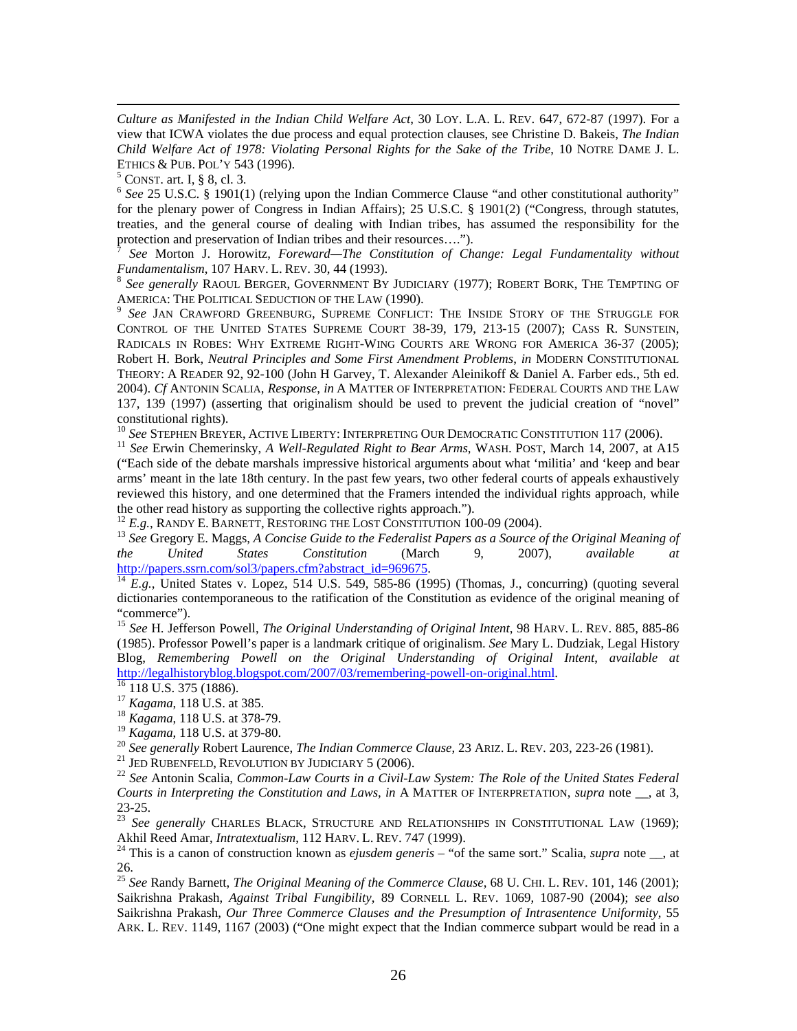*Culture as Manifested in the Indian Child Welfare Act*, 30 LOY. L.A. L. REV. 647, 672-87 (1997). For a view that ICWA violates the due process and equal protection clauses, see Christine D. Bakeis, *The Indian Child Welfare Act of 1978: Violating Personal Rights for the Sake of the Tribe*, 10 NOTRE DAME J. L. ETHICS & PUB. POL'Y 543 (1996).

[5] CONST. art. I, § 8, cl. 3.

[6] *See* 25 U.S.C. § 1901(1) (relying upon the Indian Commerce Clause "and other constitutional authority" for the plenary power of Congress in Indian Affairs); 25 U.S.C. § 1901(2) ("Congress, through statutes, treaties, and the general course of dealing with Indian tribes, has assumed the responsibility for the protection and preservation of Indian tribes and their resources….").

[7] *See* Morton J. Horowitz, *Foreward—The Constitution of Change: Legal Fundamentality without Fundamentalism*, 107 HARV. L. REV. 30, 44 (1993).

[8] *See generally* RAOUL BERGER, GOVERNMENT BY JUDICIARY (1977); ROBERT BORK, THE TEMPTING OF AMERICA: THE POLITICAL SEDUCTION OF THE LAW (1990).

[9] *See* JAN CRAWFORD GREENBURG, SUPREME CONFLICT: THE INSIDE STORY OF THE STRUGGLE FOR CONTROL OF THE UNITED STATES SUPREME COURT 38-39, 179, 213-15 (2007); CASS R. SUNSTEIN, RADICALS IN ROBES: WHY EXTREME RIGHT-WING COURTS ARE WRONG FOR AMERICA 36-37 (2005); Robert H. Bork, *Neutral Principles and Some First Amendment Problems*, *in* MODERN CONSTITUTIONAL THEORY: A READER 92, 92-100 (John H Garvey, T. Alexander Aleinikoff & Daniel A. Farber eds., 5th ed. 2004). *Cf* ANTONIN SCALIA, *Response*, *in* A MATTER OF INTERPRETATION: FEDERAL COURTS AND THE LAW 137, 139 (1997) (asserting that originalism should be used to prevent the judicial creation of "novel" constitutional rights).

[10] *See* STEPHEN BREYER, ACTIVE LIBERTY: INTERPRETING OUR DEMOCRATIC CONSTITUTION 117 (2006).

[11] *See* Erwin Chemerinsky, *A Well-Regulated Right to Bear Arms*, WASH. POST, March 14, 2007, at A15 ("Each side of the debate marshals impressive historical arguments about what 'militia' and 'keep and bear arms' meant in the late 18th century. In the past few years, two other federal courts of appeals exhaustively reviewed this history, and one determined that the Framers intended the individual rights approach, while the other read history as supporting the collective rights approach.").

[12] *E.g.*, RANDY E. BARNETT, RESTORING THE LOST CONSTITUTION 100-09 (2004).

[13] *See* Gregory E. Maggs, *A Concise Guide to the Federalist Papers as a Source of the Original Meaning of the United States Constitution* (March 9, 2007), *available at* http://papers.ssrn.com/sol3/papers.cfm?abstract_id=969675.

[14] *E.g.*, United States v. Lopez, 514 U.S. 549, 585-86 (1995) (Thomas, J., concurring) (quoting several dictionaries contemporaneous to the ratification of the Constitution as evidence of the original meaning of "commerce").

[15] *See* H. Jefferson Powell, *The Original Understanding of Original Intent*, 98 HARV. L. REV. 885, 885-86 (1985). Professor Powell's paper is a landmark critique of originalism. *See* Mary L. Dudziak, Legal History Blog, *Remembering Powell on the Original Understanding of Original Intent*, *available at* http://legalhistoryblog.blogspot.com/2007/03/remembering-powell-on-original.html.

[16] 118 U.S. 375 (1886).

[17] *Kagama*, 118 U.S. at 385.

[18] *Kagama*, 118 U.S. at 378-79.

[19] *Kagama*, 118 U.S. at 379-80.

[20] *See generally* Robert Laurence, *The Indian Commerce Clause*, 23 ARIZ. L. REV. 203, 223-26 (1981).

[21] JED RUBENFELD, REVOLUTION BY JUDICIARY 5 (2006).

[22] *See* Antonin Scalia, *Common-Law Courts in a Civil-Law System: The Role of the United States Federal Courts in Interpreting the Constitution and Laws*, *in* A MATTER OF INTERPRETATION, *supra* note __, at 3, 23-25.

[23] *See generally* CHARLES BLACK, STRUCTURE AND RELATIONSHIPS IN CONSTITUTIONAL LAW (1969); Akhil Reed Amar, *Intratextualism*, 112 HARV. L. REV. 747 (1999).

[24] This is a canon of construction known as *ejusdem generis* – "of the same sort." Scalia, *supra* note __, at 26.

[25] *See* Randy Barnett, *The Original Meaning of the Commerce Clause*, 68 U. CHI. L. REV. 101, 146 (2001); Saikrishna Prakash, *Against Tribal Fungibility*, 89 CORNELL L. REV. 1069, 1087-90 (2004); *see also* Saikrishna Prakash, *Our Three Commerce Clauses and the Presumption of Intrasentence Uniformity*, 55 ARK. L. REV. 1149, 1167 (2003) ("One might expect that the Indian commerce subpart would be read in a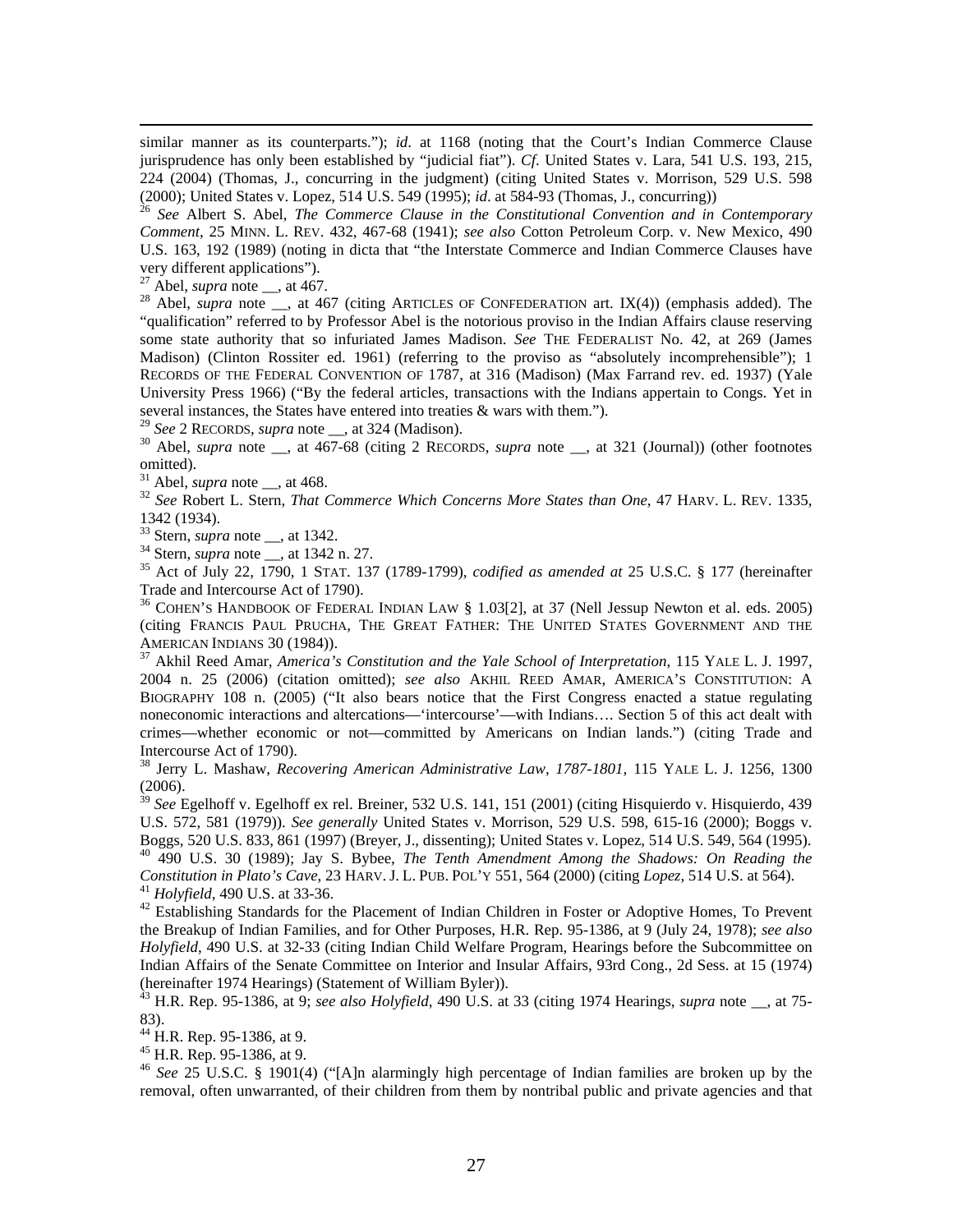similar manner as its counterparts."); *id*. at 1168 (noting that the Court's Indian Commerce Clause jurisprudence has only been established by "judicial fiat"). *Cf*. United States v. Lara, 541 U.S. 193, 215, 224 (2004) (Thomas, J., concurring in the judgment) (citing United States v. Morrison, 529 U.S. 598 (2000); United States v. Lopez, 514 U.S. 549 (1995); *id*. at 584-93 (Thomas, J., concurring))

[26] *See* Albert S. Abel, *The Commerce Clause in the Constitutional Convention and in Contemporary Comment*, 25 MINN. L. REV. 432, 467-68 (1941); *see also* Cotton Petroleum Corp. v. New Mexico, 490 U.S. 163, 192 (1989) (noting in dicta that "the Interstate Commerce and Indian Commerce Clauses have very different applications").

[27] Abel, *supra* note __, at 467.

[28] Abel, *supra* note __, at 467 (citing ARTICLES OF CONFEDERATION art. IX(4)) (emphasis added). The "qualification" referred to by Professor Abel is the notorious proviso in the Indian Affairs clause reserving some state authority that so infuriated James Madison. *See* THE FEDERALIST No. 42, at 269 (James Madison) (Clinton Rossiter ed. 1961) (referring to the proviso as "absolutely incomprehensible"); 1 RECORDS OF THE FEDERAL CONVENTION OF 1787, at 316 (Madison) (Max Farrand rev. ed. 1937) (Yale University Press 1966) ("By the federal articles, transactions with the Indians appertain to Congs. Yet in several instances, the States have entered into treaties & wars with them.").

[29] *See* 2 RECORDS, *supra* note __, at 324 (Madison).

[30] Abel, *supra* note __, at 467-68 (citing 2 RECORDS, *supra* note __, at 321 (Journal)) (other footnotes omitted).

[31] Abel, *supra* note __, at 468.

[32] *See* Robert L. Stern, *That Commerce Which Concerns More States than One*, 47 HARV. L. REV. 1335, 1342 (1934).

[33] Stern, *supra* note __, at 1342.

[34] Stern, *supra* note __, at 1342 n. 27.

[35] Act of July 22, 1790, 1 STAT. 137 (1789-1799), *codified as amended at* 25 U.S.C. § 177 (hereinafter Trade and Intercourse Act of 1790).

[36] COHEN'S HANDBOOK OF FEDERAL INDIAN LAW § 1.03[2], at 37 (Nell Jessup Newton et al. eds. 2005) (citing FRANCIS PAUL PRUCHA, THE GREAT FATHER: THE UNITED STATES GOVERNMENT AND THE AMERICAN INDIANS 30 (1984)).

[37] Akhil Reed Amar, *America's Constitution and the Yale School of Interpretation*, 115 YALE L. J. 1997, 2004 n. 25 (2006) (citation omitted); *see also* AKHIL REED AMAR, AMERICA'S CONSTITUTION: A BIOGRAPHY 108 n. (2005) ("It also bears notice that the First Congress enacted a statue regulating noneconomic interactions and altercations—'intercourse'—with Indians…. Section 5 of this act dealt with crimes—whether economic or not—committed by Americans on Indian lands.") (citing Trade and Intercourse Act of 1790).

[38] Jerry L. Mashaw, *Recovering American Administrative Law, 1787-1801*, 115 YALE L. J. 1256, 1300 (2006).

[39] *See* Egelhoff v. Egelhoff ex rel. Breiner, 532 U.S. 141, 151 (2001) (citing Hisquierdo v. Hisquierdo, 439 U.S. 572, 581 (1979)). *See generally* United States v. Morrison, 529 U.S. 598, 615-16 (2000); Boggs v. Boggs, 520 U.S. 833, 861 (1997) (Breyer, J., dissenting); United States v. Lopez, 514 U.S. 549, 564 (1995).

[40] 490 U.S. 30 (1989); Jay S. Bybee, *The Tenth Amendment Among the Shadows: On Reading the Constitution in Plato's Cave*, 23 HARV. J. L. PUB. POL'Y 551, 564 (2000) (citing *Lopez*, 514 U.S. at 564).

[41] *Holyfield*, 490 U.S. at 33-36.

[42] Establishing Standards for the Placement of Indian Children in Foster or Adoptive Homes, To Prevent the Breakup of Indian Families, and for Other Purposes, H.R. Rep. 95-1386, at 9 (July 24, 1978); *see also Holyfield*, 490 U.S. at 32-33 (citing Indian Child Welfare Program, Hearings before the Subcommittee on Indian Affairs of the Senate Committee on Interior and Insular Affairs, 93rd Cong., 2d Sess. at 15 (1974) (hereinafter 1974 Hearings) (Statement of William Byler)).

[43] H.R. Rep. 95-1386, at 9; *see also Holyfield*, 490 U.S. at 33 (citing 1974 Hearings, *supra* note __, at 75-83).

[44] H.R. Rep. 95-1386, at 9.

[45] H.R. Rep. 95-1386, at 9.

[46] *See* 25 U.S.C. § 1901(4) ("[A]n alarmingly high percentage of Indian families are broken up by the removal, often unwarranted, of their children from them by nontribal public and private agencies and that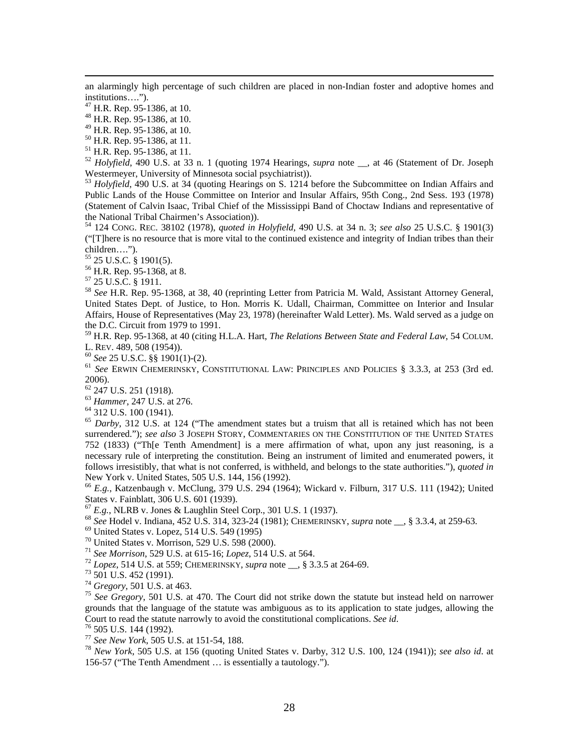an alarmingly high percentage of such children are placed in non-Indian foster and adoptive homes and institutions….").

[47] H.R. Rep. 95-1386, at 10.

[48] H.R. Rep. 95-1386, at 10.

[49] H.R. Rep. 95-1386, at 10.

[50] H.R. Rep. 95-1386, at 11.

[51] H.R. Rep. 95-1386, at 11.

[52] *Holyfield*, 490 U.S. at 33 n. 1 (quoting 1974 Hearings, *supra* note __, at 46 (Statement of Dr. Joseph Westermeyer, University of Minnesota social psychiatrist)).

[53] *Holyfield*, 490 U.S. at 34 (quoting Hearings on S. 1214 before the Subcommittee on Indian Affairs and Public Lands of the House Committee on Interior and Insular Affairs, 95th Cong., 2nd Sess. 193 (1978) (Statement of Calvin Isaac, Tribal Chief of the Mississippi Band of Choctaw Indians and representative of the National Tribal Chairmen's Association)).

[54] 124 CONG. REC. 38102 (1978), *quoted in Holyfield*, 490 U.S. at 34 n. 3; *see also* 25 U.S.C. § 1901(3) ("[T]here is no resource that is more vital to the continued existence and integrity of Indian tribes than their children….").

[55] 25 U.S.C. § 1901(5).

[56] H.R. Rep. 95-1368, at 8.

[57] 25 U.S.C. § 1911.

[58] *See* H.R. Rep. 95-1368, at 38, 40 (reprinting Letter from Patricia M. Wald, Assistant Attorney General, United States Dept. of Justice, to Hon. Morris K. Udall, Chairman, Committee on Interior and Insular Affairs, House of Representatives (May 23, 1978) (hereinafter Wald Letter). Ms. Wald served as a judge on the D.C. Circuit from 1979 to 1991.

[59] H.R. Rep. 95-1368, at 40 (citing H.L.A. Hart, *The Relations Between State and Federal Law*, 54 COLUM. L. REV. 489, 508 (1954)).

[60] *See* 25 U.S.C. §§ 1901(1)-(2).

[61] *See* ERWIN CHEMERINSKY, CONSTITUTIONAL LAW: PRINCIPLES AND POLICIES § 3.3.3, at 253 (3rd ed. 2006).

[62] 247 U.S. 251 (1918).

[63] *Hammer*, 247 U.S. at 276.

[64] 312 U.S. 100 (1941).

[65] *Darby*, 312 U.S. at 124 ("The amendment states but a truism that all is retained which has not been surrendered."); *see also* 3 JOSEPH STORY, COMMENTARIES ON THE CONSTITUTION OF THE UNITED STATES 752 (1833) ("Th[e Tenth Amendment] is a mere affirmation of what, upon any just reasoning, is a necessary rule of interpreting the constitution. Being an instrument of limited and enumerated powers, it follows irresistibly, that what is not conferred, is withheld, and belongs to the state authorities."), *quoted in* New York v. United States, 505 U.S. 144, 156 (1992).

[66] *E.g.*, Katzenbaugh v. McClung, 379 U.S. 294 (1964); Wickard v. Filburn, 317 U.S. 111 (1942); United States v. Fainblatt, 306 U.S. 601 (1939).

[67] *E.g.*, NLRB v. Jones & Laughlin Steel Corp., 301 U.S. 1 (1937).

[68] *See* Hodel v. Indiana, 452 U.S. 314, 323-24 (1981); CHEMERINSKY, *supra* note __, § 3.3.4, at 259-63.

[69] United States v. Lopez, 514 U.S. 549 (1995)

[70] United States v. Morrison, 529 U.S. 598 (2000).

[71] *See Morrison*, 529 U.S. at 615-16; *Lopez*, 514 U.S. at 564.

[72] *Lopez*, 514 U.S. at 559; CHEMERINSKY, *supra* note __, § 3.3.5 at 264-69.

[73] 501 U.S. 452 (1991).

[74] *Gregory*, 501 U.S. at 463.

[75] *See Gregory*, 501 U.S. at 470. The Court did not strike down the statute but instead held on narrower grounds that the language of the statute was ambiguous as to its application to state judges, allowing the Court to read the statute narrowly to avoid the constitutional complications. *See id*.

[76] 505 U.S. 144 (1992).

[77] *See New York*, 505 U.S. at 151-54, 188.

[78] *New York*, 505 U.S. at 156 (quoting United States v. Darby, 312 U.S. 100, 124 (1941)); *see also id*. at 156-57 ("The Tenth Amendment … is essentially a tautology.").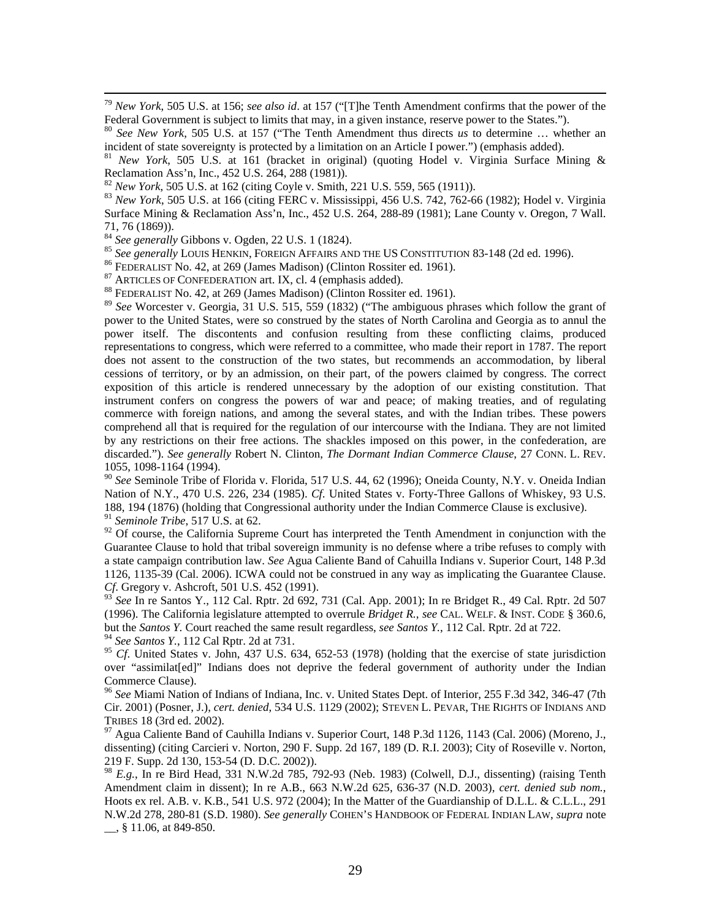[79] *New York*, 505 U.S. at 156; *see also id*. at 157 ("[T]he Tenth Amendment confirms that the power of the Federal Government is subject to limits that may, in a given instance, reserve power to the States.").

[80] *See New York*, 505 U.S. at 157 ("The Tenth Amendment thus directs *us* to determine … whether an incident of state sovereignty is protected by a limitation on an Article I power.") (emphasis added).

[81] *New York*, 505 U.S. at 161 (bracket in original) (quoting Hodel v. Virginia Surface Mining & Reclamation Ass'n, Inc., 452 U.S. 264, 288 (1981)).

[82] *New York*, 505 U.S. at 162 (citing Coyle v. Smith, 221 U.S. 559, 565 (1911)).

[83] *New York*, 505 U.S. at 166 (citing FERC v. Mississippi, 456 U.S. 742, 762-66 (1982); Hodel v. Virginia Surface Mining & Reclamation Ass'n, Inc., 452 U.S. 264, 288-89 (1981); Lane County v. Oregon, 7 Wall. 71, 76 (1869)).

[84] *See generally* Gibbons v. Ogden, 22 U.S. 1 (1824).

[85] *See generally* LOUIS HENKIN, FOREIGN AFFAIRS AND THE US CONSTITUTION 83-148 (2d ed. 1996).

[86] FEDERALIST No. 42, at 269 (James Madison) (Clinton Rossiter ed. 1961).

[87] ARTICLES OF CONFEDERATION art. IX, cl. 4 (emphasis added).

[88] FEDERALIST No. 42, at 269 (James Madison) (Clinton Rossiter ed. 1961).

[89] *See* Worcester v. Georgia, 31 U.S. 515, 559 (1832) ("The ambiguous phrases which follow the grant of power to the United States, were so construed by the states of North Carolina and Georgia as to annul the power itself. The discontents and confusion resulting from these conflicting claims, produced representations to congress, which were referred to a committee, who made their report in 1787. The report does not assent to the construction of the two states, but recommends an accommodation, by liberal cessions of territory, or by an admission, on their part, of the powers claimed by congress. The correct exposition of this article is rendered unnecessary by the adoption of our existing constitution. That instrument confers on congress the powers of war and peace; of making treaties, and of regulating commerce with foreign nations, and among the several states, and with the Indian tribes. These powers comprehend all that is required for the regulation of our intercourse with the Indiana. They are not limited by any restrictions on their free actions. The shackles imposed on this power, in the confederation, are discarded."). *See generally* Robert N. Clinton, *The Dormant Indian Commerce Clause*, 27 CONN. L. REV. 1055, 1098-1164 (1994).

[90] *See* Seminole Tribe of Florida v. Florida, 517 U.S. 44, 62 (1996); Oneida County, N.Y. v. Oneida Indian Nation of N.Y., 470 U.S. 226, 234 (1985). *Cf.* United States v. Forty-Three Gallons of Whiskey, 93 U.S. 188, 194 (1876) (holding that Congressional authority under the Indian Commerce Clause is exclusive).

[91] *Seminole Tribe*, 517 U.S. at 62.

[92] Of course, the California Supreme Court has interpreted the Tenth Amendment in conjunction with the Guarantee Clause to hold that tribal sovereign immunity is no defense where a tribe refuses to comply with a state campaign contribution law. *See* Agua Caliente Band of Cahuilla Indians v. Superior Court, 148 P.3d 1126, 1135-39 (Cal. 2006). ICWA could not be construed in any way as implicating the Guarantee Clause. *Cf*. Gregory v. Ashcroft, 501 U.S. 452 (1991).

[93] *See* In re Santos Y., 112 Cal. Rptr. 2d 692, 731 (Cal. App. 2001); In re Bridget R., 49 Cal. Rptr. 2d 507 (1996). The California legislature attempted to overrule *Bridget R.*, *see* CAL. WELF. & INST. CODE § 360.6, but the *Santos Y.* Court reached the same result regardless, *see Santos Y.*, 112 Cal. Rptr. 2d at 722.

[94] *See Santos Y.*, 112 Cal Rptr. 2d at 731.

[95] *Cf*. United States v. John, 437 U.S. 634, 652-53 (1978) (holding that the exercise of state jurisdiction over "assimilat[ed]" Indians does not deprive the federal government of authority under the Indian Commerce Clause).

[96] *See* Miami Nation of Indians of Indiana, Inc. v. United States Dept. of Interior, 255 F.3d 342, 346-47 (7th Cir. 2001) (Posner, J.), *cert. denied*, 534 U.S. 1129 (2002); STEVEN L. PEVAR, THE RIGHTS OF INDIANS AND TRIBES 18 (3rd ed. 2002).

[97] Agua Caliente Band of Cauhilla Indians v. Superior Court, 148 P.3d 1126, 1143 (Cal. 2006) (Moreno, J., dissenting) (citing Carcieri v. Norton, 290 F. Supp. 2d 167, 189 (D. R.I. 2003); City of Roseville v. Norton, 219 F. Supp. 2d 130, 153-54 (D. D.C. 2002)).

[98] *E.g.*, In re Bird Head, 331 N.W.2d 785, 792-93 (Neb. 1983) (Colwell, D.J., dissenting) (raising Tenth Amendment claim in dissent); In re A.B., 663 N.W.2d 625, 636-37 (N.D. 2003), *cert. denied sub nom.*, Hoots ex rel. A.B. v. K.B., 541 U.S. 972 (2004); In the Matter of the Guardianship of D.L.L. & C.L.L., 291 N.W.2d 278, 280-81 (S.D. 1980). *See generally* COHEN'S HANDBOOK OF FEDERAL INDIAN LAW, *supra* note __, § 11.06, at 849-850.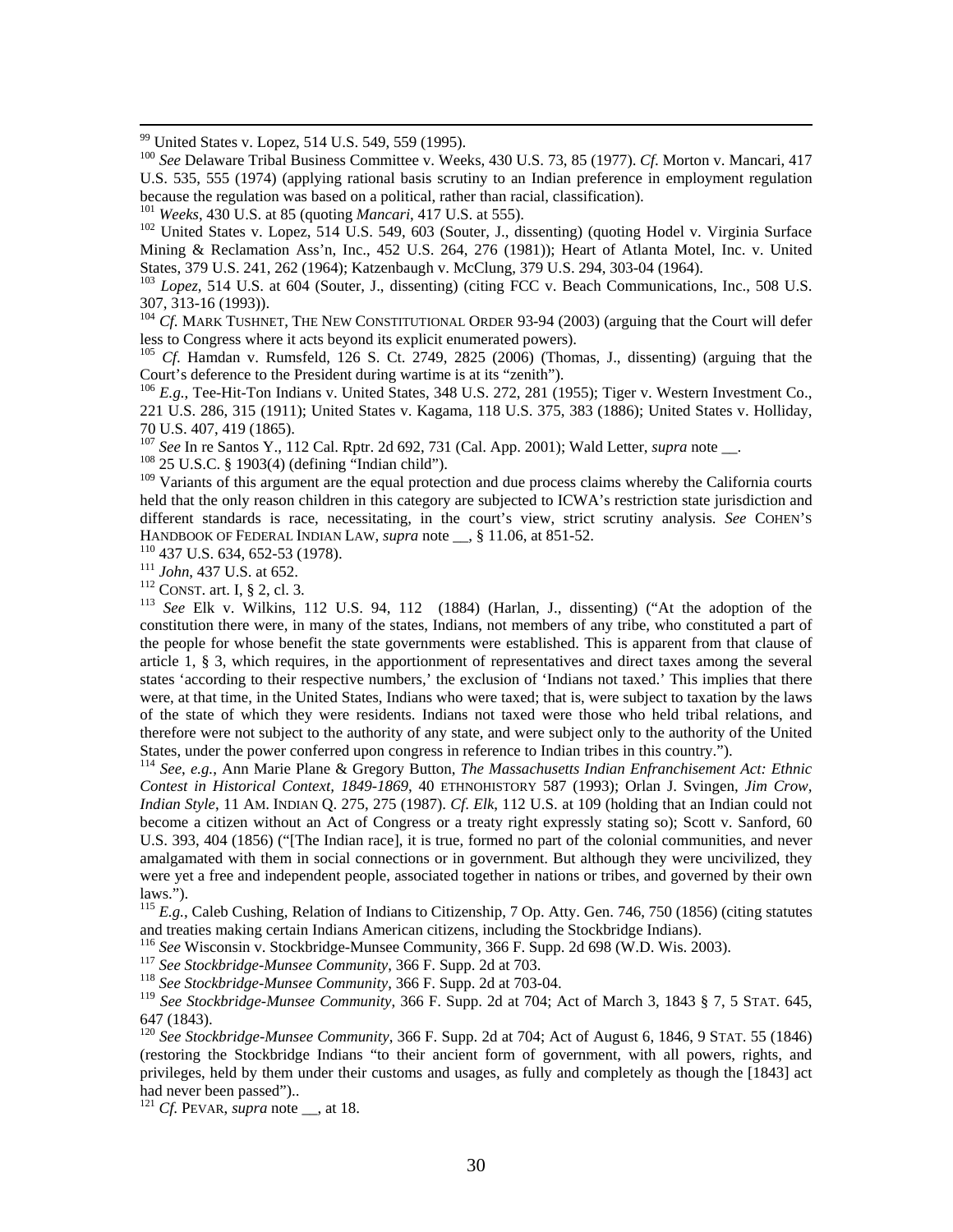[99] United States v. Lopez, 514 U.S. 549, 559 (1995).

[100] *See* Delaware Tribal Business Committee v. Weeks, 430 U.S. 73, 85 (1977). *Cf*. Morton v. Mancari, 417 U.S. 535, 555 (1974) (applying rational basis scrutiny to an Indian preference in employment regulation because the regulation was based on a political, rather than racial, classification).

[101] *Weeks*, 430 U.S. at 85 (quoting *Mancari*, 417 U.S. at 555).

[102] United States v. Lopez, 514 U.S. 549, 603 (Souter, J., dissenting) (quoting Hodel v. Virginia Surface Mining & Reclamation Ass'n, Inc., 452 U.S. 264, 276 (1981)); Heart of Atlanta Motel, Inc. v. United States, 379 U.S. 241, 262 (1964); Katzenbaugh v. McClung, 379 U.S. 294, 303-04 (1964).

[103] *Lopez*, 514 U.S. at 604 (Souter, J., dissenting) (citing FCC v. Beach Communications, Inc., 508 U.S. 307, 313-16 (1993)).

[104] *Cf.* MARK TUSHNET, THE NEW CONSTITUTIONAL ORDER 93-94 (2003) (arguing that the Court will defer less to Congress where it acts beyond its explicit enumerated powers).

[105] *Cf*. Hamdan v. Rumsfeld, 126 S. Ct. 2749, 2825 (2006) (Thomas, J., dissenting) (arguing that the Court's deference to the President during wartime is at its "zenith").

[106] *E.g.*, Tee-Hit-Ton Indians v. United States, 348 U.S. 272, 281 (1955); Tiger v. Western Investment Co., 221 U.S. 286, 315 (1911); United States v. Kagama, 118 U.S. 375, 383 (1886); United States v. Holliday, 70 U.S. 407, 419 (1865).

[107] *See* In re Santos Y., 112 Cal. Rptr. 2d 692, 731 (Cal. App. 2001); Wald Letter, *supra* note __.

[108] 25 U.S.C. § 1903(4) (defining "Indian child").

[109] Variants of this argument are the equal protection and due process claims whereby the California courts held that the only reason children in this category are subjected to ICWA's restriction state jurisdiction and different standards is race, necessitating, in the court's view, strict scrutiny analysis. *See* COHEN'S HANDBOOK OF FEDERAL INDIAN LAW, *supra* note __, § 11.06, at 851-52.

[110] 437 U.S. 634, 652-53 (1978).

[111] *John*, 437 U.S. at 652.

[112] CONST. art. I, § 2, cl. 3.

[113] *See* Elk v. Wilkins, 112 U.S. 94, 112 (1884) (Harlan, J., dissenting) ("At the adoption of the constitution there were, in many of the states, Indians, not members of any tribe, who constituted a part of the people for whose benefit the state governments were established. This is apparent from that clause of article 1, § 3, which requires, in the apportionment of representatives and direct taxes among the several states 'according to their respective numbers,' the exclusion of 'Indians not taxed.' This implies that there were, at that time, in the United States, Indians who were taxed; that is, were subject to taxation by the laws of the state of which they were residents. Indians not taxed were those who held tribal relations, and therefore were not subject to the authority of any state, and were subject only to the authority of the United States, under the power conferred upon congress in reference to Indian tribes in this country.").

[114] *See*, *e.g.*, Ann Marie Plane & Gregory Button, *The Massachusetts Indian Enfranchisement Act: Ethnic Contest in Historical Context, 1849-1869*, 40 ETHNOHISTORY 587 (1993); Orlan J. Svingen, *Jim Crow, Indian Style*, 11 AM. INDIAN Q. 275, 275 (1987). *Cf*. *Elk*, 112 U.S. at 109 (holding that an Indian could not become a citizen without an Act of Congress or a treaty right expressly stating so); Scott v. Sanford, 60 U.S. 393, 404 (1856) ("[The Indian race], it is true, formed no part of the colonial communities, and never amalgamated with them in social connections or in government. But although they were uncivilized, they were yet a free and independent people, associated together in nations or tribes, and governed by their own laws.").

[115] *E.g.*, Caleb Cushing, Relation of Indians to Citizenship, 7 Op. Atty. Gen. 746, 750 (1856) (citing statutes and treaties making certain Indians American citizens, including the Stockbridge Indians).

[116] *See* Wisconsin v. Stockbridge-Munsee Community, 366 F. Supp. 2d 698 (W.D. Wis. 2003).

[117] *See Stockbridge-Munsee Community*, 366 F. Supp. 2d at 703.

[118] *See Stockbridge-Munsee Community*, 366 F. Supp. 2d at 703-04.

[119] *See Stockbridge-Munsee Community*, 366 F. Supp. 2d at 704; Act of March 3, 1843 § 7, 5 STAT. 645, 647 (1843).

[120] *See Stockbridge-Munsee Community*, 366 F. Supp. 2d at 704; Act of August 6, 1846, 9 STAT. 55 (1846) (restoring the Stockbridge Indians "to their ancient form of government, with all powers, rights, and privileges, held by them under their customs and usages, as fully and completely as though the [1843] act had never been passed")..

[121] *Cf.* PEVAR, *supra* note __, at 18.